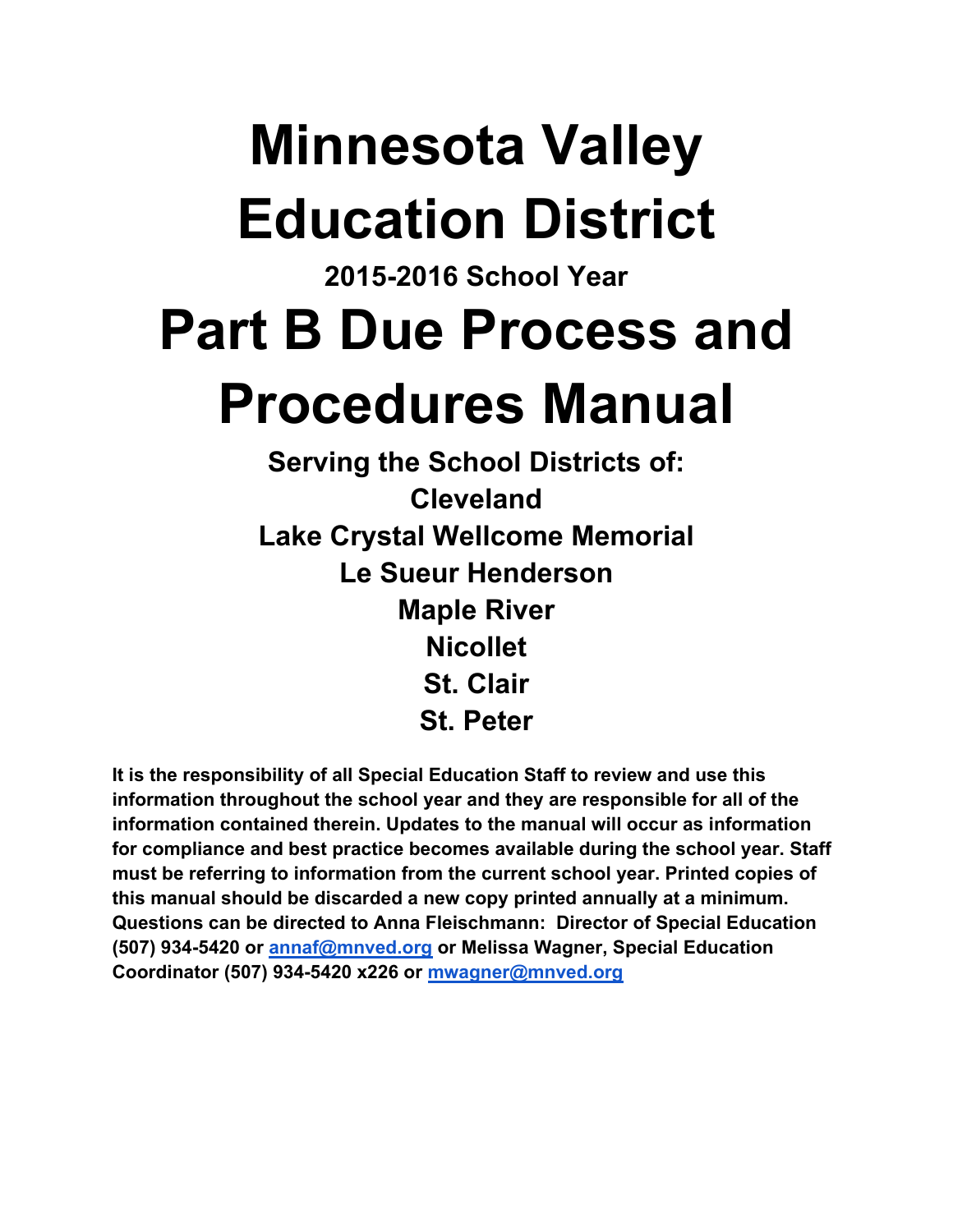# Minnesota Valley Education District

### 2015-2016 School Year

# Part B Due Process and Procedures Manual

## Serving the School Districts of:

## Cleveland
## Lake Crystal Wellcome Memorial
## Le Sueur Henderson
## Maple River
## Nicollet
## St. Clair
## St. Peter

**It is the responsibility of all Special Education Staff to review and use this information throughout the school year and they are responsible for all of the information contained therein. Updates to the manual will occur as information for compliance and best practice becomes available during the school year. Staff must be referring to information from the current school year. Printed copies of this manual should be discarded a new copy printed annually at a minimum. Questions can be directed to Anna Fleischmann: Director of Special Education (507) 934-5420 or [annaf@mnved.org](mailto:annaf@mnved.org) or Melissa Wagner, Special Education Coordinator (507) 934-5420 x226 or [mwagner@mnved.org](mailto:mwagner@mnved.org)**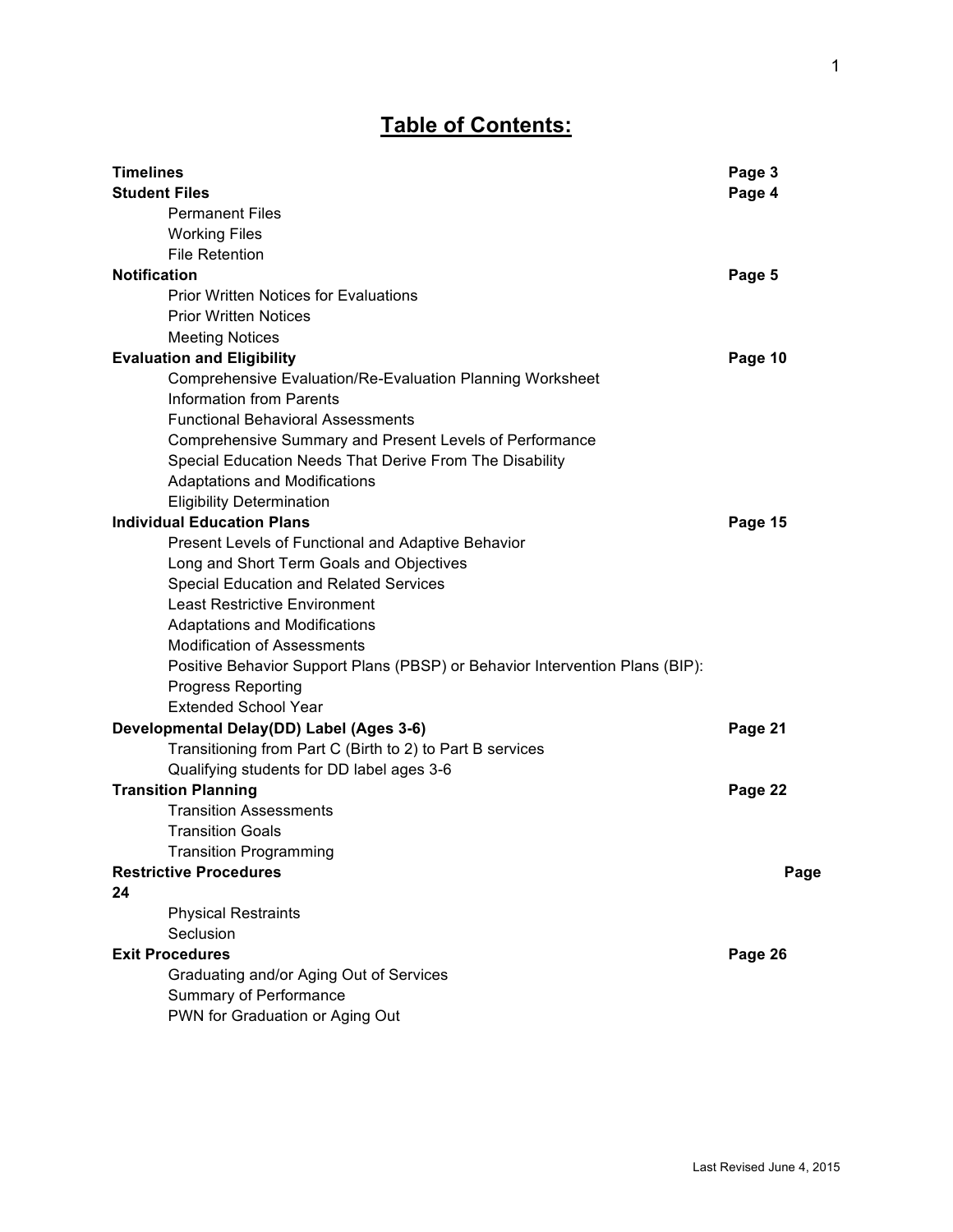# Table of Contents:

| Section | Page |
|---|---|
| **Timelines** | **Page 3** |
| **Student Files** | **Page 4** |
| Permanent Files | |
| Working Files | |
| File Retention | |
| **Notification** | **Page 5** |
| Prior Written Notices for Evaluations | |
| Prior Written Notices | |
| Meeting Notices | |
| **Evaluation and Eligibility** | **Page 10** |
| Comprehensive Evaluation/Re-Evaluation Planning Worksheet | |
| Information from Parents | |
| Functional Behavioral Assessments | |
| Comprehensive Summary and Present Levels of Performance | |
| Special Education Needs That Derive From The Disability | |
| Adaptations and Modifications | |
| Eligibility Determination | |
| **Individual Education Plans** | **Page 15** |
| Present Levels of Functional and Adaptive Behavior | |
| Long and Short Term Goals and Objectives | |
| Special Education and Related Services | |
| Least Restrictive Environment | |
| Adaptations and Modifications | |
| Modification of Assessments | |
| Positive Behavior Support Plans (PBSP) or Behavior Intervention Plans (BIP): | |
| Progress Reporting | |
| Extended School Year | |
| **Developmental Delay(DD) Label (Ages 3-6)** | **Page 21** |
| Transitioning from Part C (Birth to 2) to Part B services | |
| Qualifying students for DD label ages 3-6 | |
| **Transition Planning** | **Page 22** |
| Transition Assessments | |
| Transition Goals | |
| Transition Programming | |
| **Restrictive Procedures** | **Page 24** |
| Physical Restraints | |
| Seclusion | |
| **Exit Procedures** | **Page 26** |
| Graduating and/or Aging Out of Services | |
| Summary of Performance | |
| PWN for Graduation or Aging Out | |

Last Revised June 4, 2015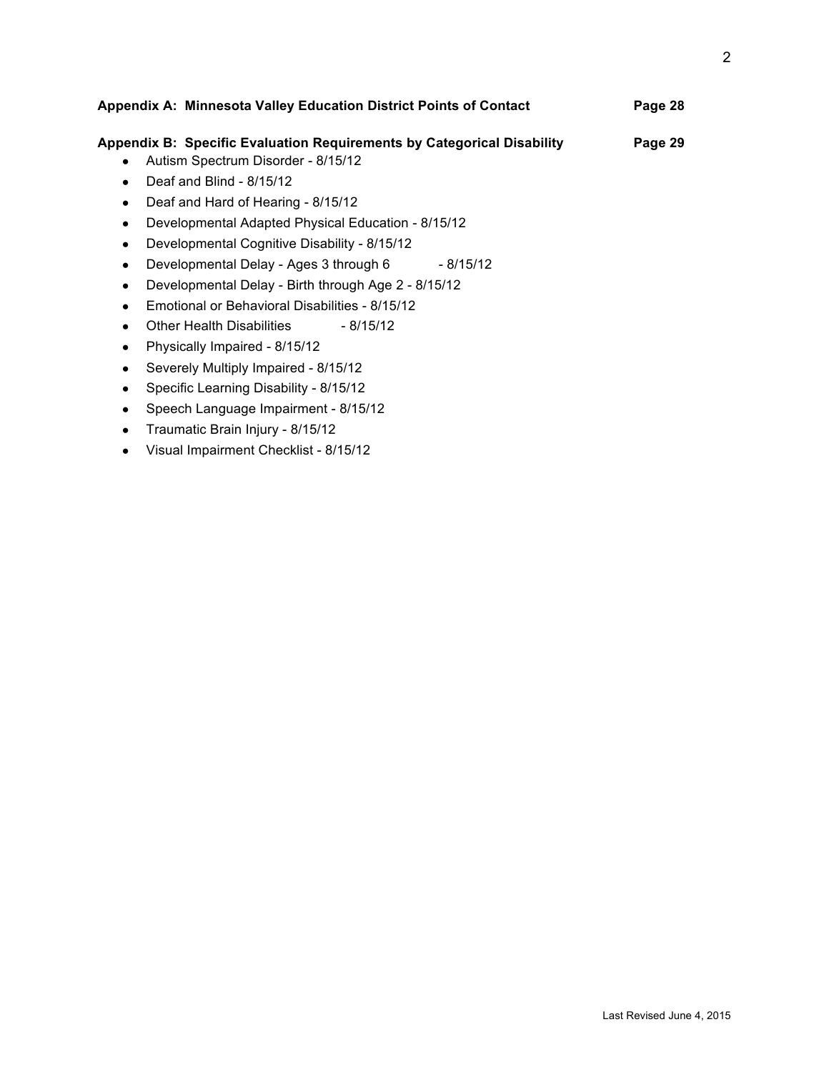**Appendix A: Minnesota Valley Education District Points of Contact** Page 28

**Appendix B: Specific Evaluation Requirements by Categorical Disability** Page 29

- Autism Spectrum Disorder - 8/15/12
- Deaf and Blind - 8/15/12
- Deaf and Hard of Hearing - 8/15/12
- Developmental Adapted Physical Education - 8/15/12
- Developmental Cognitive Disability - 8/15/12
- Developmental Delay - Ages 3 through 6 - 8/15/12
- Developmental Delay - Birth through Age 2 - 8/15/12
- Emotional or Behavioral Disabilities - 8/15/12
- Other Health Disabilities - 8/15/12
- Physically Impaired - 8/15/12
- Severely Multiply Impaired - 8/15/12
- Specific Learning Disability - 8/15/12
- Speech Language Impairment - 8/15/12
- Traumatic Brain Injury - 8/15/12
- Visual Impairment Checklist - 8/15/12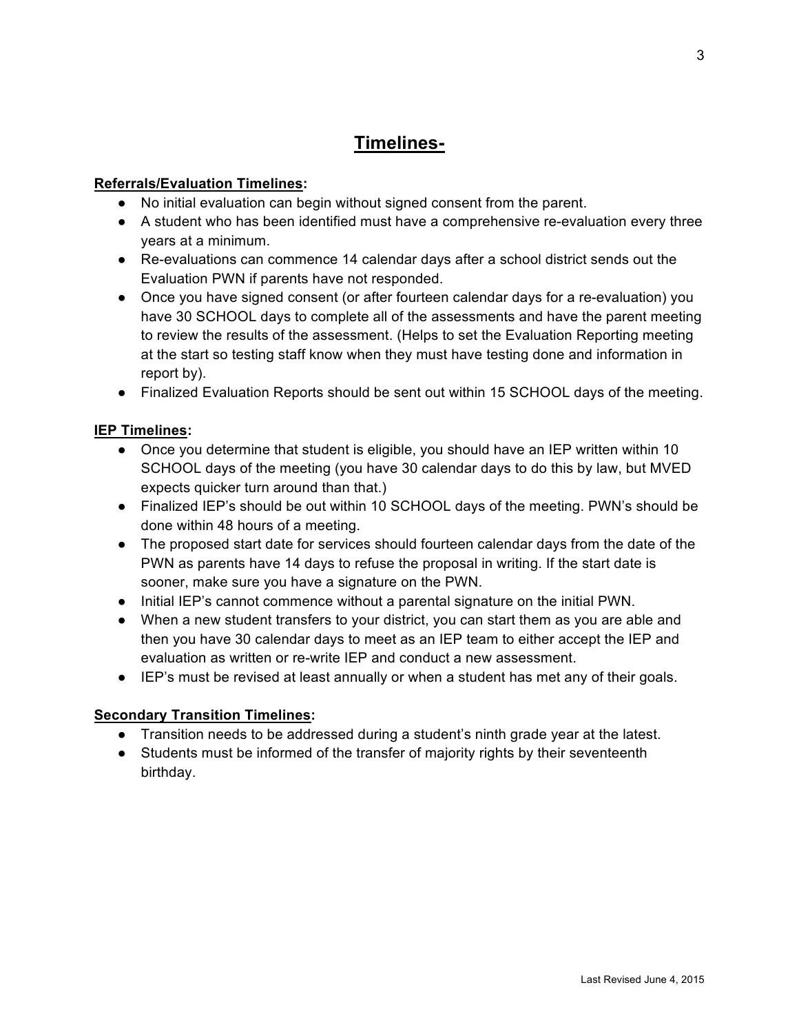# Timelines-

**Referrals/Evaluation Timelines:**

- No initial evaluation can begin without signed consent from the parent.
- A student who has been identified must have a comprehensive re-evaluation every three years at a minimum.
- Re-evaluations can commence 14 calendar days after a school district sends out the Evaluation PWN if parents have not responded.
- Once you have signed consent (or after fourteen calendar days for a re-evaluation) you have 30 SCHOOL days to complete all of the assessments and have the parent meeting to review the results of the assessment. (Helps to set the Evaluation Reporting meeting at the start so testing staff know when they must have testing done and information in report by).
- Finalized Evaluation Reports should be sent out within 15 SCHOOL days of the meeting.

**IEP Timelines:**

- Once you determine that student is eligible, you should have an IEP written within 10 SCHOOL days of the meeting (you have 30 calendar days to do this by law, but MVED expects quicker turn around than that.)
- Finalized IEP's should be out within 10 SCHOOL days of the meeting. PWN's should be done within 48 hours of a meeting.
- The proposed start date for services should fourteen calendar days from the date of the PWN as parents have 14 days to refuse the proposal in writing. If the start date is sooner, make sure you have a signature on the PWN.
- Initial IEP's cannot commence without a parental signature on the initial PWN.
- When a new student transfers to your district, you can start them as you are able and then you have 30 calendar days to meet as an IEP team to either accept the IEP and evaluation as written or re-write IEP and conduct a new assessment.
- IEP's must be revised at least annually or when a student has met any of their goals.

**Secondary Transition Timelines:**

- Transition needs to be addressed during a student's ninth grade year at the latest.
- Students must be informed of the transfer of majority rights by their seventeenth birthday.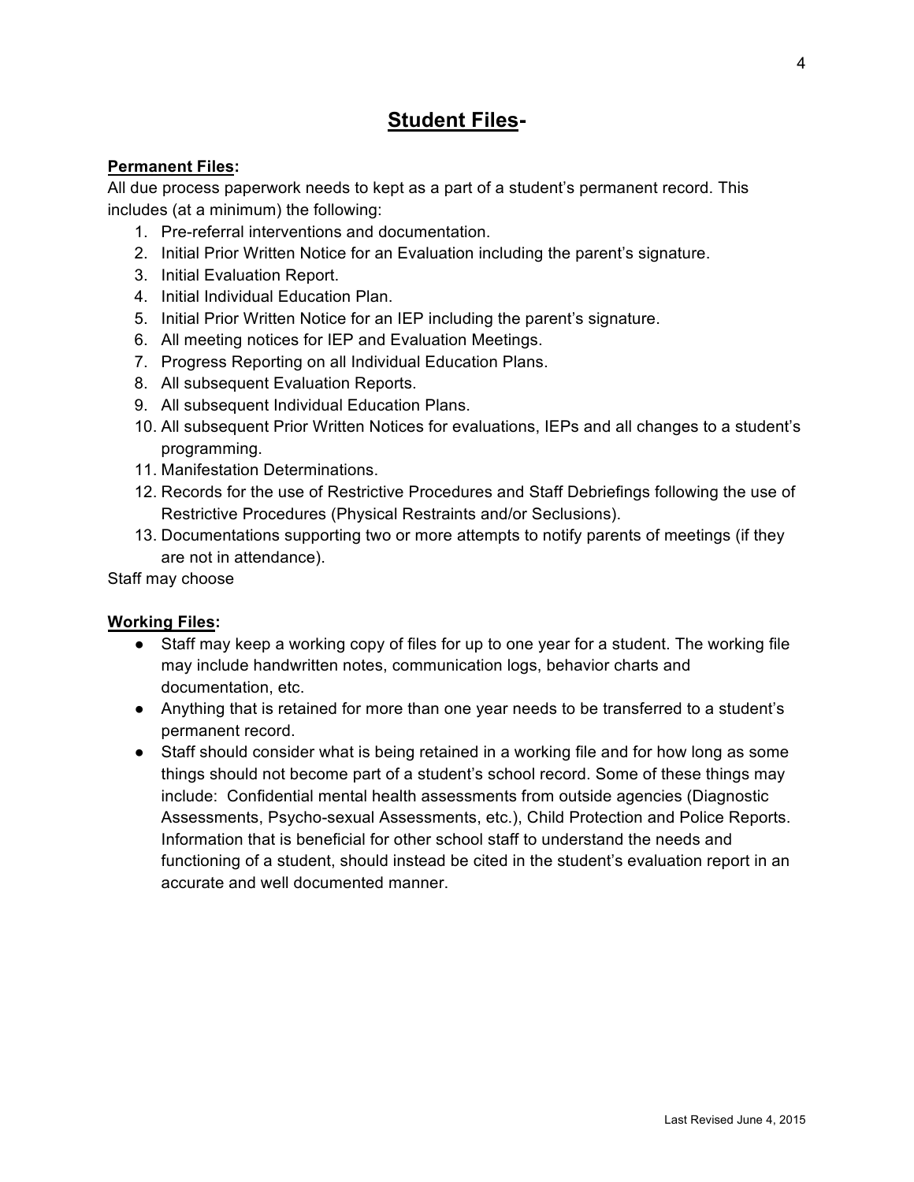# Student Files-

**Permanent Files:**

All due process paperwork needs to kept as a part of a student's permanent record. This includes (at a minimum) the following:

1. Pre-referral interventions and documentation.
2. Initial Prior Written Notice for an Evaluation including the parent's signature.
3. Initial Evaluation Report.
4. Initial Individual Education Plan.
5. Initial Prior Written Notice for an IEP including the parent's signature.
6. All meeting notices for IEP and Evaluation Meetings.
7. Progress Reporting on all Individual Education Plans.
8. All subsequent Evaluation Reports.
9. All subsequent Individual Education Plans.
10. All subsequent Prior Written Notices for evaluations, IEPs and all changes to a student's programming.
11. Manifestation Determinations.
12. Records for the use of Restrictive Procedures and Staff Debriefings following the use of Restrictive Procedures (Physical Restraints and/or Seclusions).
13. Documentations supporting two or more attempts to notify parents of meetings (if they are not in attendance).

Staff may choose

**Working Files:**

- Staff may keep a working copy of files for up to one year for a student. The working file may include handwritten notes, communication logs, behavior charts and documentation, etc.
- Anything that is retained for more than one year needs to be transferred to a student's permanent record.
- Staff should consider what is being retained in a working file and for how long as some things should not become part of a student's school record. Some of these things may include: Confidential mental health assessments from outside agencies (Diagnostic Assessments, Psycho-sexual Assessments, etc.), Child Protection and Police Reports. Information that is beneficial for other school staff to understand the needs and functioning of a student, should instead be cited in the student's evaluation report in an accurate and well documented manner.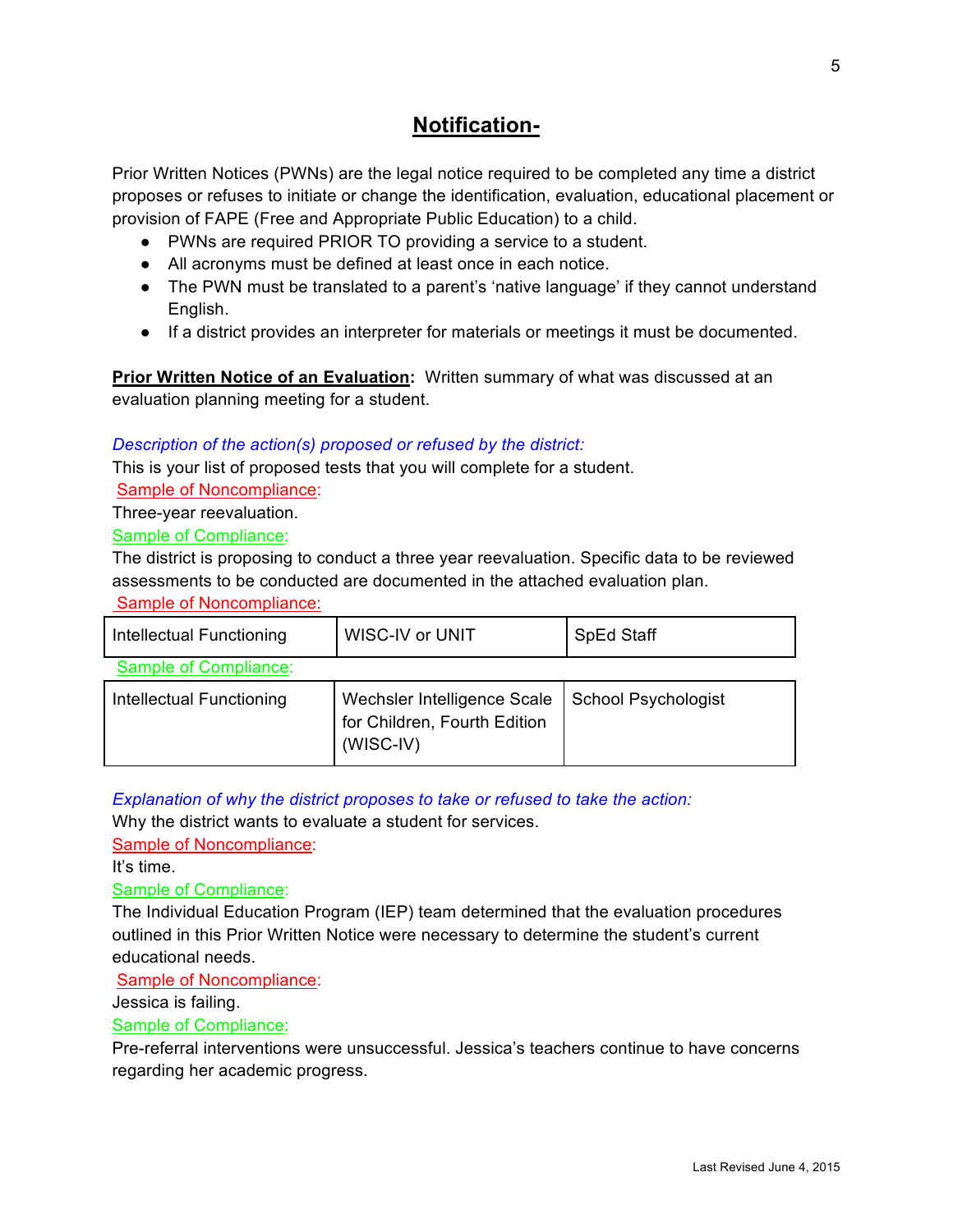## **Notification-**

Prior Written Notices (PWNs) are the legal notice required to be completed any time a district proposes or refuses to initiate or change the identification, evaluation, educational placement or provision of FAPE (Free and Appropriate Public Education) to a child.

- PWNs are required PRIOR TO providing a service to a student.
- All acronyms must be defined at least once in each notice.
- The PWN must be translated to a parent's 'native language' if they cannot understand English.
- If a district provides an interpreter for materials or meetings it must be documented.

**Prior Written Notice of an Evaluation:** Written summary of what was discussed at an evaluation planning meeting for a student.

*Description of the action(s) proposed or refused by the district:*

This is your list of proposed tests that you will complete for a student.

Sample of Noncompliance:

Three-year reevaluation.

Sample of Compliance:

The district is proposing to conduct a three year reevaluation. Specific data to be reviewed assessments to be conducted are documented in the attached evaluation plan.

Sample of Noncompliance:

| Intellectual Functioning | WISC-IV or UNIT | SpEd Staff |
|---|---|---|

Sample of Compliance:

| Intellectual Functioning | Wechsler Intelligence Scale for Children, Fourth Edition (WISC-IV) | School Psychologist |
|---|---|---|

*Explanation of why the district proposes to take or refused to take the action:*

Why the district wants to evaluate a student for services.

Sample of Noncompliance:

It's time.

Sample of Compliance:

The Individual Education Program (IEP) team determined that the evaluation procedures outlined in this Prior Written Notice were necessary to determine the student's current educational needs.

Sample of Noncompliance:

Jessica is failing.

Sample of Compliance:

Pre-referral interventions were unsuccessful. Jessica's teachers continue to have concerns regarding her academic progress.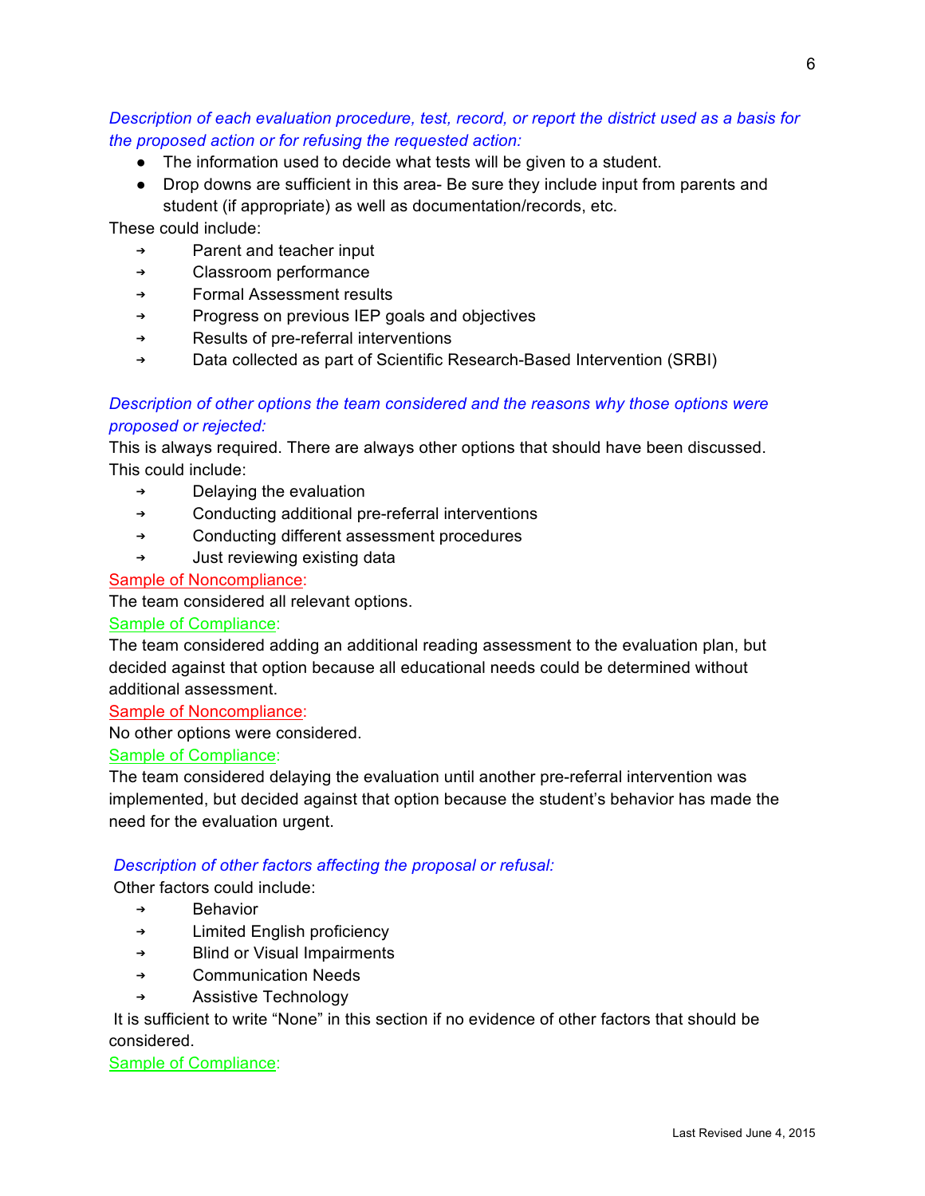*Description of each evaluation procedure, test, record, or report the district used as a basis for the proposed action or for refusing the requested action:*

- The information used to decide what tests will be given to a student.
- Drop downs are sufficient in this area- Be sure they include input from parents and student (if appropriate) as well as documentation/records, etc.

These could include:

- ➔ Parent and teacher input
- ➔ Classroom performance
- ➔ Formal Assessment results
- ➔ Progress on previous IEP goals and objectives
- ➔ Results of pre-referral interventions
- ➔ Data collected as part of Scientific Research-Based Intervention (SRBI)

*Description of other options the team considered and the reasons why those options were proposed or rejected:*

This is always required. There are always other options that should have been discussed. This could include:

- ➔ Delaying the evaluation
- ➔ Conducting additional pre-referral interventions
- ➔ Conducting different assessment procedures
- ➔ Just reviewing existing data

Sample of Noncompliance:

The team considered all relevant options.

Sample of Compliance:

The team considered adding an additional reading assessment to the evaluation plan, but decided against that option because all educational needs could be determined without additional assessment.

Sample of Noncompliance:

No other options were considered.

Sample of Compliance:

The team considered delaying the evaluation until another pre-referral intervention was implemented, but decided against that option because the student's behavior has made the need for the evaluation urgent.

*Description of other factors affecting the proposal or refusal:*

Other factors could include:

- ➔ Behavior
- ➔ Limited English proficiency
- ➔ Blind or Visual Impairments
- ➔ Communication Needs
- ➔ Assistive Technology

It is sufficient to write "None" in this section if no evidence of other factors that should be considered.

Sample of Compliance: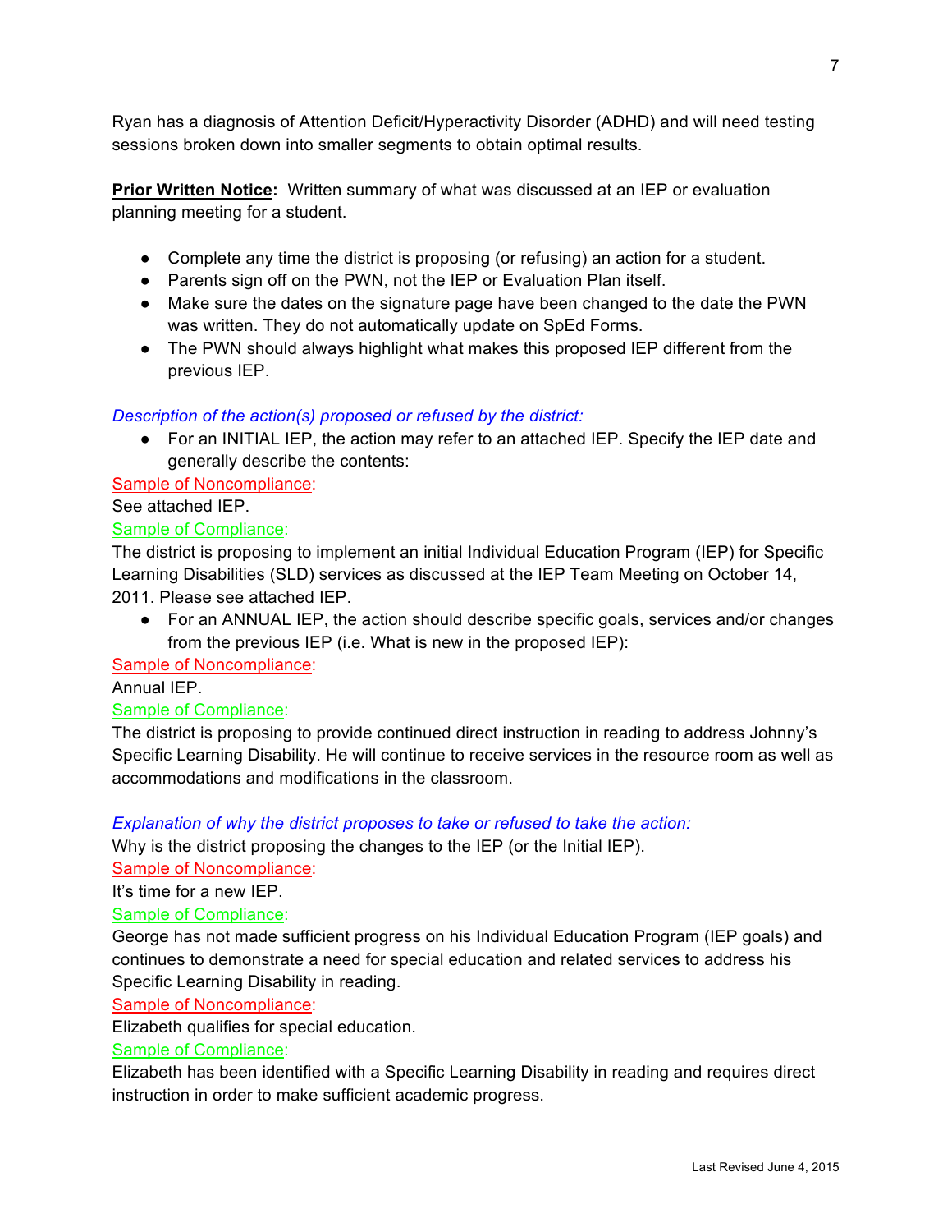Ryan has a diagnosis of Attention Deficit/Hyperactivity Disorder (ADHD) and will need testing sessions broken down into smaller segments to obtain optimal results.

**Prior Written Notice:** Written summary of what was discussed at an IEP or evaluation planning meeting for a student.

- Complete any time the district is proposing (or refusing) an action for a student.
- Parents sign off on the PWN, not the IEP or Evaluation Plan itself.
- Make sure the dates on the signature page have been changed to the date the PWN was written. They do not automatically update on SpEd Forms.
- The PWN should always highlight what makes this proposed IEP different from the previous IEP.

*Description of the action(s) proposed or refused by the district:*

- For an INITIAL IEP, the action may refer to an attached IEP. Specify the IEP date and generally describe the contents:

Sample of Noncompliance:

See attached IEP.

Sample of Compliance:

The district is proposing to implement an initial Individual Education Program (IEP) for Specific Learning Disabilities (SLD) services as discussed at the IEP Team Meeting on October 14, 2011. Please see attached IEP.

- For an ANNUAL IEP, the action should describe specific goals, services and/or changes from the previous IEP (i.e. What is new in the proposed IEP):

Sample of Noncompliance:

Annual IEP.

Sample of Compliance:

The district is proposing to provide continued direct instruction in reading to address Johnny's Specific Learning Disability. He will continue to receive services in the resource room as well as accommodations and modifications in the classroom.

*Explanation of why the district proposes to take or refused to take the action:*

Why is the district proposing the changes to the IEP (or the Initial IEP).

Sample of Noncompliance:

It's time for a new IEP.

Sample of Compliance:

George has not made sufficient progress on his Individual Education Program (IEP goals) and continues to demonstrate a need for special education and related services to address his Specific Learning Disability in reading.

Sample of Noncompliance:

Elizabeth qualifies for special education.

Sample of Compliance:

Elizabeth has been identified with a Specific Learning Disability in reading and requires direct instruction in order to make sufficient academic progress.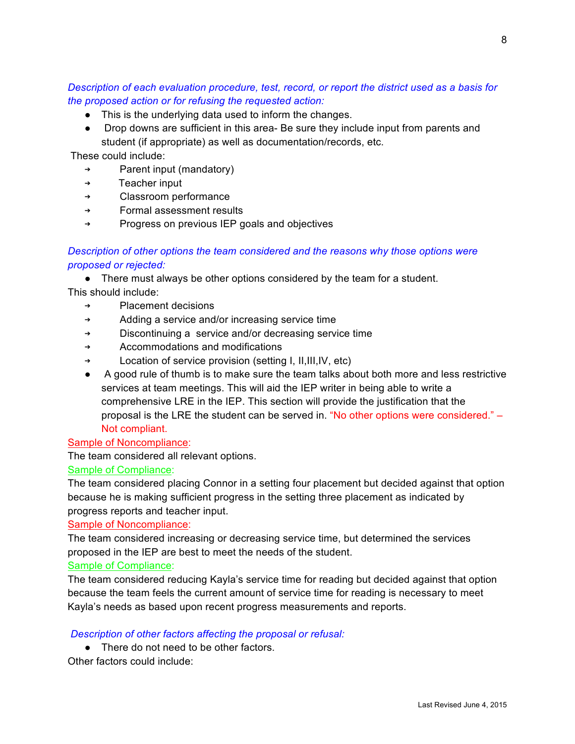*Description of each evaluation procedure, test, record, or report the district used as a basis for the proposed action or for refusing the requested action:*

- This is the underlying data used to inform the changes.
- Drop downs are sufficient in this area- Be sure they include input from parents and student (if appropriate) as well as documentation/records, etc.

These could include:

- Parent input (mandatory)
- Teacher input
- Classroom performance
- Formal assessment results
- Progress on previous IEP goals and objectives

*Description of other options the team considered and the reasons why those options were proposed or rejected:*

- There must always be other options considered by the team for a student.

This should include:

- Placement decisions
- Adding a service and/or increasing service time
- Discontinuing a service and/or decreasing service time
- Accommodations and modifications
- Location of service provision (setting I, II,III,IV, etc)

- A good rule of thumb is to make sure the team talks about both more and less restrictive services at team meetings. This will aid the IEP writer in being able to write a comprehensive LRE in the IEP. This section will provide the justification that the proposal is the LRE the student can be served in. "No other options were considered." – Not compliant.

Sample of Noncompliance:
The team considered all relevant options.

Sample of Compliance:
The team considered placing Connor in a setting four placement but decided against that option because he is making sufficient progress in the setting three placement as indicated by progress reports and teacher input.

Sample of Noncompliance:
The team considered increasing or decreasing service time, but determined the services proposed in the IEP are best to meet the needs of the student.

Sample of Compliance:
The team considered reducing Kayla's service time for reading but decided against that option because the team feels the current amount of service time for reading is necessary to meet Kayla's needs as based upon recent progress measurements and reports.

*Description of other factors affecting the proposal or refusal:*

- There do not need to be other factors.

Other factors could include: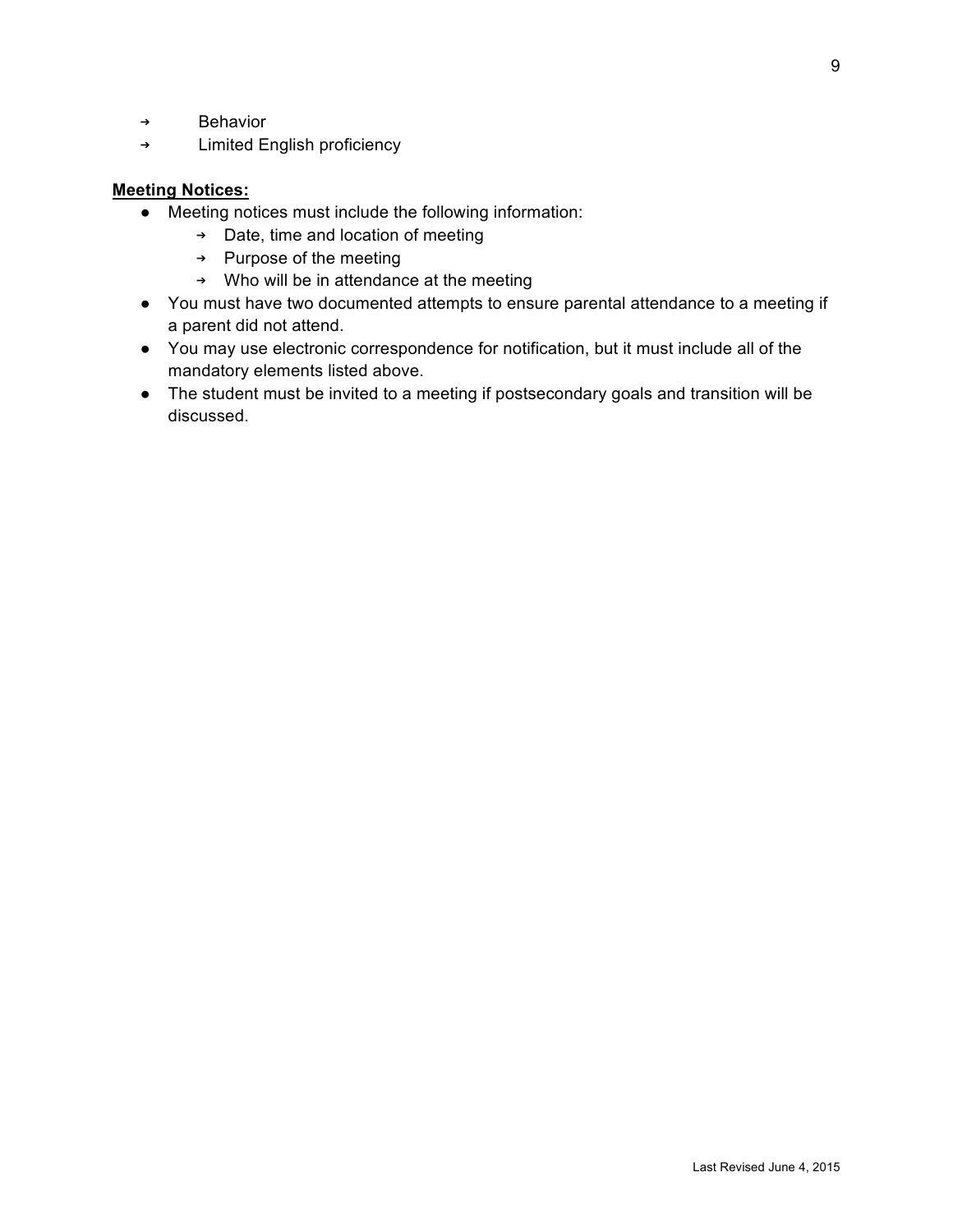- ➔ Behavior
- ➔ Limited English proficiency

**Meeting Notices:**

- Meeting notices must include the following information:
  - ➔ Date, time and location of meeting
  - ➔ Purpose of the meeting
  - ➔ Who will be in attendance at the meeting
- You must have two documented attempts to ensure parental attendance to a meeting if a parent did not attend.
- You may use electronic correspondence for notification, but it must include all of the mandatory elements listed above.
- The student must be invited to a meeting if postsecondary goals and transition will be discussed.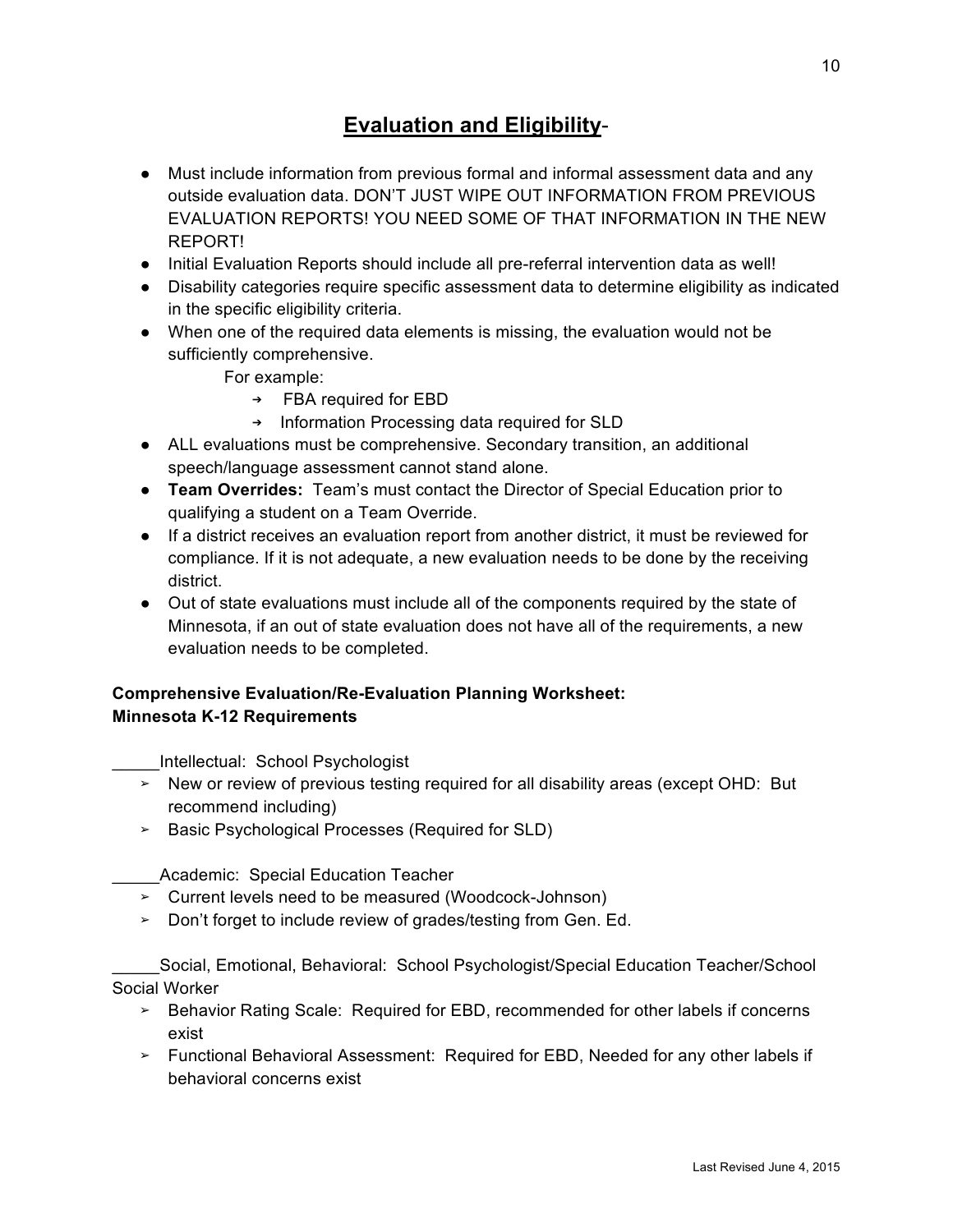# Evaluation and Eligibility-

- Must include information from previous formal and informal assessment data and any outside evaluation data. DON'T JUST WIPE OUT INFORMATION FROM PREVIOUS EVALUATION REPORTS! YOU NEED SOME OF THAT INFORMATION IN THE NEW REPORT!
- Initial Evaluation Reports should include all pre-referral intervention data as well!
- Disability categories require specific assessment data to determine eligibility as indicated in the specific eligibility criteria.
- When one of the required data elements is missing, the evaluation would not be sufficiently comprehensive.

  For example:
  - FBA required for EBD
  - Information Processing data required for SLD
- ALL evaluations must be comprehensive. Secondary transition, an additional speech/language assessment cannot stand alone.
- **Team Overrides:** Team's must contact the Director of Special Education prior to qualifying a student on a Team Override.
- If a district receives an evaluation report from another district, it must be reviewed for compliance. If it is not adequate, a new evaluation needs to be done by the receiving district.
- Out of state evaluations must include all of the components required by the state of Minnesota, if an out of state evaluation does not have all of the requirements, a new evaluation needs to be completed.

**Comprehensive Evaluation/Re-Evaluation Planning Worksheet:**
**Minnesota K-12 Requirements**

_____Intellectual: School Psychologist

- New or review of previous testing required for all disability areas (except OHD: But recommend including)
- Basic Psychological Processes (Required for SLD)

_____Academic: Special Education Teacher

- Current levels need to be measured (Woodcock-Johnson)
- Don't forget to include review of grades/testing from Gen. Ed.

_____Social, Emotional, Behavioral: School Psychologist/Special Education Teacher/School Social Worker

- Behavior Rating Scale: Required for EBD, recommended for other labels if concerns exist
- Functional Behavioral Assessment: Required for EBD, Needed for any other labels if behavioral concerns exist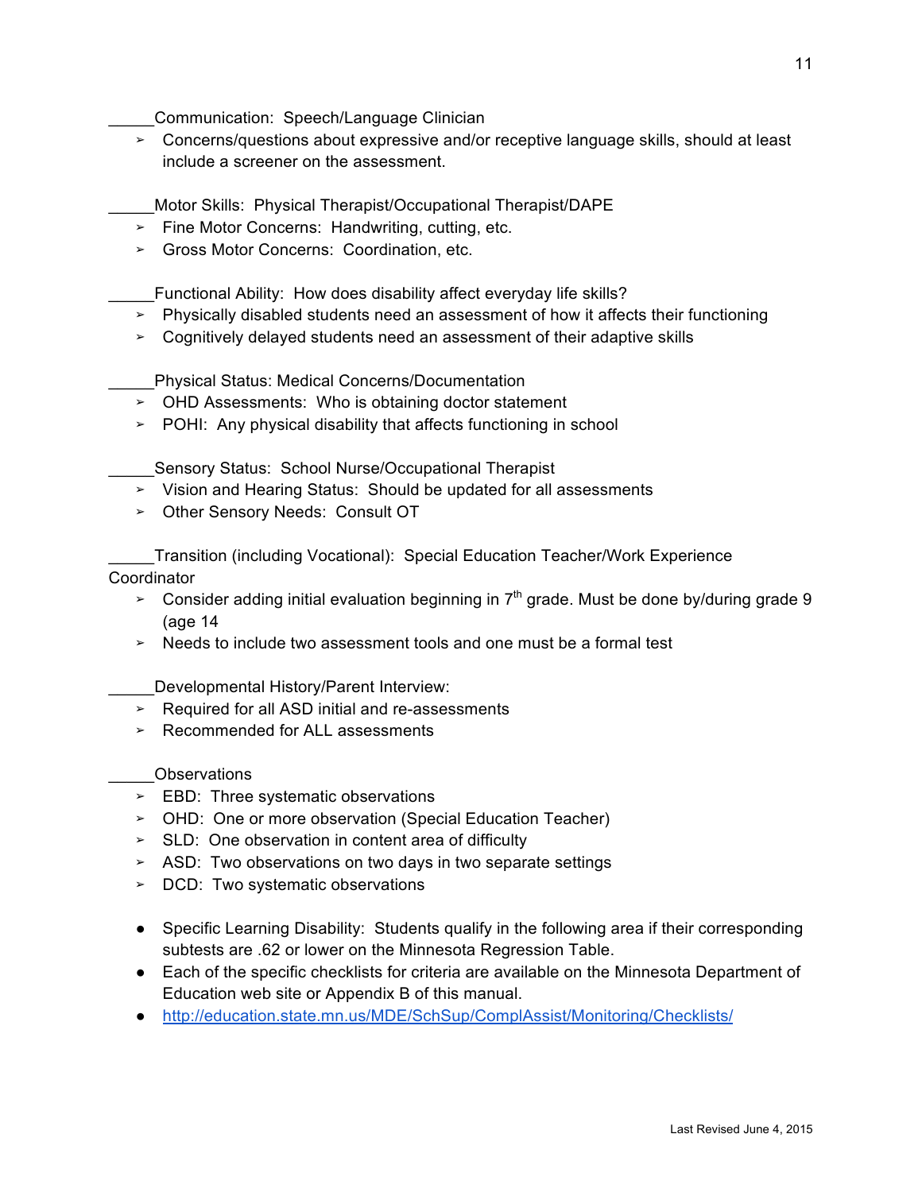_____Communication: Speech/Language Clinician

- Concerns/questions about expressive and/or receptive language skills, should at least include a screener on the assessment.

_____Motor Skills: Physical Therapist/Occupational Therapist/DAPE

- Fine Motor Concerns: Handwriting, cutting, etc.
- Gross Motor Concerns: Coordination, etc.

_____Functional Ability: How does disability affect everyday life skills?

- Physically disabled students need an assessment of how it affects their functioning
- Cognitively delayed students need an assessment of their adaptive skills

_____Physical Status: Medical Concerns/Documentation

- OHD Assessments: Who is obtaining doctor statement
- POHI: Any physical disability that affects functioning in school

_____Sensory Status: School Nurse/Occupational Therapist

- Vision and Hearing Status: Should be updated for all assessments
- Other Sensory Needs: Consult OT

_____Transition (including Vocational): Special Education Teacher/Work Experience Coordinator

- Consider adding initial evaluation beginning in 7th grade. Must be done by/during grade 9 (age 14
- Needs to include two assessment tools and one must be a formal test

_____Developmental History/Parent Interview:

- Required for all ASD initial and re-assessments
- Recommended for ALL assessments

_____Observations

- EBD: Three systematic observations
- OHD: One or more observation (Special Education Teacher)
- SLD: One observation in content area of difficulty
- ASD: Two observations on two days in two separate settings
- DCD: Two systematic observations

- Specific Learning Disability: Students qualify in the following area if their corresponding subtests are .62 or lower on the Minnesota Regression Table.
- Each of the specific checklists for criteria are available on the Minnesota Department of Education web site or Appendix B of this manual.
- http://education.state.mn.us/MDE/SchSup/ComplAssist/Monitoring/Checklists/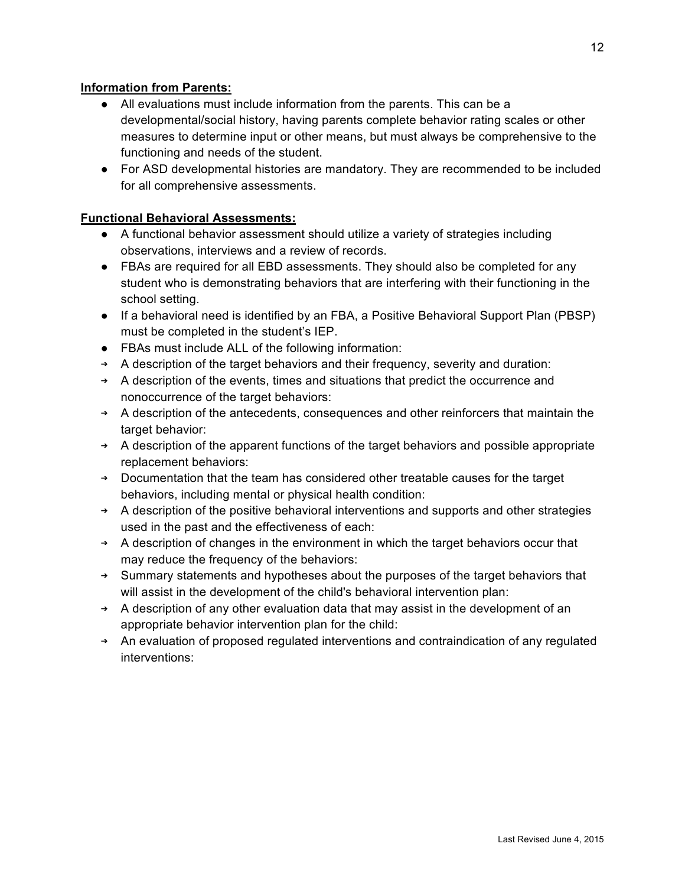**Information from Parents:**

- All evaluations must include information from the parents. This can be a developmental/social history, having parents complete behavior rating scales or other measures to determine input or other means, but must always be comprehensive to the functioning and needs of the student.
- For ASD developmental histories are mandatory. They are recommended to be included for all comprehensive assessments.

**Functional Behavioral Assessments:**

- A functional behavior assessment should utilize a variety of strategies including observations, interviews and a review of records.
- FBAs are required for all EBD assessments. They should also be completed for any student who is demonstrating behaviors that are interfering with their functioning in the school setting.
- If a behavioral need is identified by an FBA, a Positive Behavioral Support Plan (PBSP) must be completed in the student's IEP.
- FBAs must include ALL of the following information:
  - A description of the target behaviors and their frequency, severity and duration:
  - A description of the events, times and situations that predict the occurrence and nonoccurrence of the target behaviors:
  - A description of the antecedents, consequences and other reinforcers that maintain the target behavior:
  - A description of the apparent functions of the target behaviors and possible appropriate replacement behaviors:
  - Documentation that the team has considered other treatable causes for the target behaviors, including mental or physical health condition:
  - A description of the positive behavioral interventions and supports and other strategies used in the past and the effectiveness of each:
  - A description of changes in the environment in which the target behaviors occur that may reduce the frequency of the behaviors:
  - Summary statements and hypotheses about the purposes of the target behaviors that will assist in the development of the child's behavioral intervention plan:
  - A description of any other evaluation data that may assist in the development of an appropriate behavior intervention plan for the child:
  - An evaluation of proposed regulated interventions and contraindication of any regulated interventions: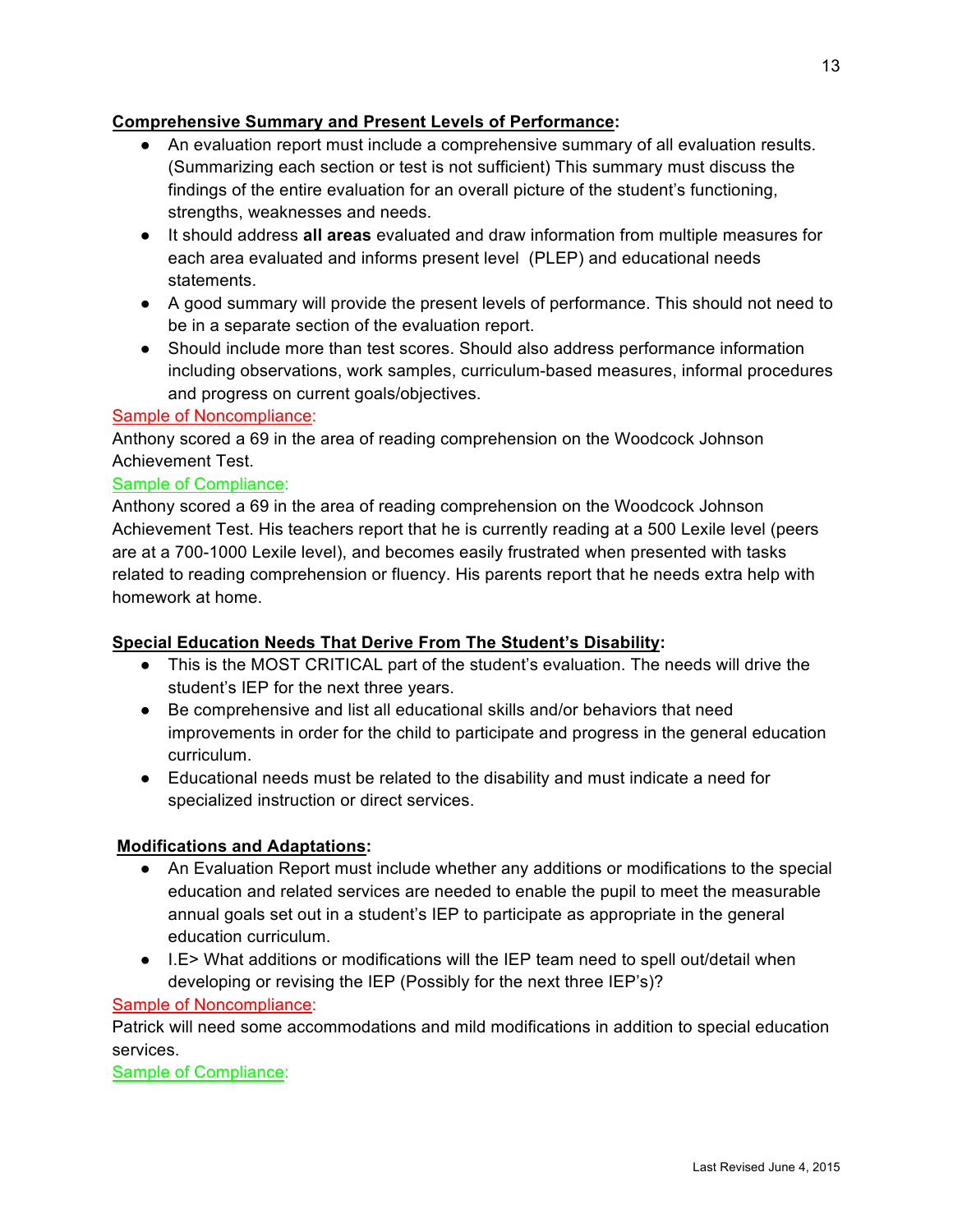**<u>Comprehensive Summary and Present Levels of Performance</u>:**

- An evaluation report must include a comprehensive summary of all evaluation results. (Summarizing each section or test is not sufficient) This summary must discuss the findings of the entire evaluation for an overall picture of the student's functioning, strengths, weaknesses and needs.
- It should address **all areas** evaluated and draw information from multiple measures for each area evaluated and informs present level (PLEP) and educational needs statements.
- A good summary will provide the present levels of performance. This should not need to be in a separate section of the evaluation report.
- Should include more than test scores. Should also address performance information including observations, work samples, curriculum-based measures, informal procedures and progress on current goals/objectives.

<u>Sample of Noncompliance</u>:

Anthony scored a 69 in the area of reading comprehension on the Woodcock Johnson Achievement Test.

<u>Sample of Compliance</u>:

Anthony scored a 69 in the area of reading comprehension on the Woodcock Johnson Achievement Test. His teachers report that he is currently reading at a 500 Lexile level (peers are at a 700-1000 Lexile level), and becomes easily frustrated when presented with tasks related to reading comprehension or fluency. His parents report that he needs extra help with homework at home.

**<u>Special Education Needs That Derive From The Student's Disability</u>:**

- This is the MOST CRITICAL part of the student's evaluation. The needs will drive the student's IEP for the next three years.
- Be comprehensive and list all educational skills and/or behaviors that need improvements in order for the child to participate and progress in the general education curriculum.
- Educational needs must be related to the disability and must indicate a need for specialized instruction or direct services.

**<u>Modifications and Adaptations</u>:**

- An Evaluation Report must include whether any additions or modifications to the special education and related services are needed to enable the pupil to meet the measurable annual goals set out in a student's IEP to participate as appropriate in the general education curriculum.
- I.E> What additions or modifications will the IEP team need to spell out/detail when developing or revising the IEP (Possibly for the next three IEP's)?

<u>Sample of Noncompliance</u>:

Patrick will need some accommodations and mild modifications in addition to special education services.

<u>Sample of Compliance</u>: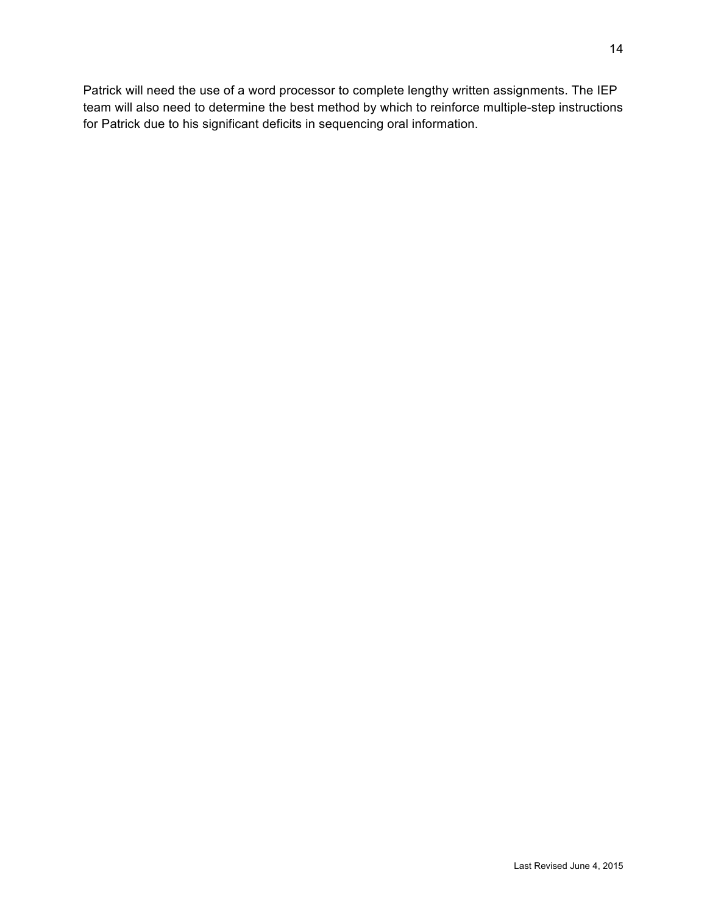Patrick will need the use of a word processor to complete lengthy written assignments. The IEP team will also need to determine the best method by which to reinforce multiple-step instructions for Patrick due to his significant deficits in sequencing oral information.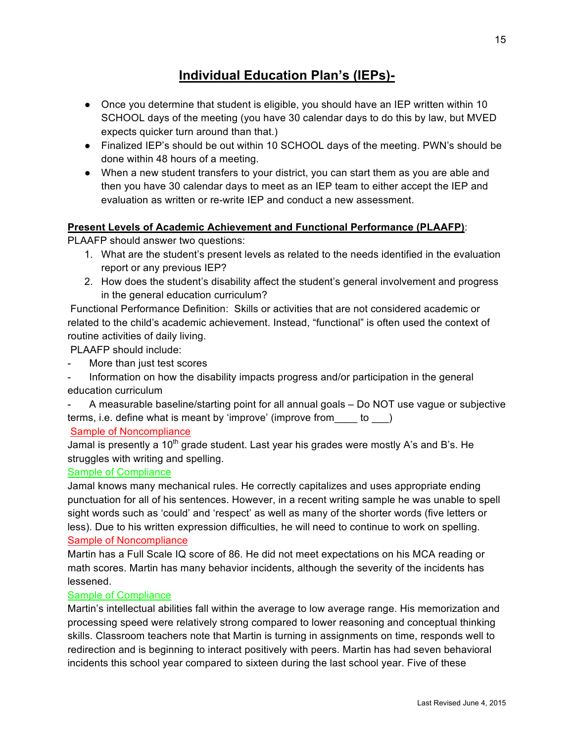# Individual Education Plan's (IEPs)-

- Once you determine that student is eligible, you should have an IEP written within 10 SCHOOL days of the meeting (you have 30 calendar days to do this by law, but MVED expects quicker turn around than that.)
- Finalized IEP's should be out within 10 SCHOOL days of the meeting. PWN's should be done within 48 hours of a meeting.
- When a new student transfers to your district, you can start them as you are able and then you have 30 calendar days to meet as an IEP team to either accept the IEP and evaluation as written or re-write IEP and conduct a new assessment.

**Present Levels of Academic Achievement and Functional Performance (PLAAFP)**:

PLAAFP should answer two questions:

1. What are the student's present levels as related to the needs identified in the evaluation report or any previous IEP?
2. How does the student's disability affect the student's general involvement and progress in the general education curriculum?

Functional Performance Definition: Skills or activities that are not considered academic or related to the child's academic achievement. Instead, "functional" is often used the context of routine activities of daily living.

PLAAFP should include:

- More than just test scores
- Information on how the disability impacts progress and/or participation in the general education curriculum
- A measurable baseline/starting point for all annual goals – Do NOT use vague or subjective terms, i.e. define what is meant by 'improve' (improve from____ to ___)

Sample of Noncompliance

Jamal is presently a 10th grade student. Last year his grades were mostly A's and B's. He struggles with writing and spelling.

Sample of Compliance

Jamal knows many mechanical rules. He correctly capitalizes and uses appropriate ending punctuation for all of his sentences. However, in a recent writing sample he was unable to spell sight words such as 'could' and 'respect' as well as many of the shorter words (five letters or less). Due to his written expression difficulties, he will need to continue to work on spelling.

Sample of Noncompliance

Martin has a Full Scale IQ score of 86. He did not meet expectations on his MCA reading or math scores. Martin has many behavior incidents, although the severity of the incidents has lessened.

Sample of Compliance

Martin's intellectual abilities fall within the average to low average range. His memorization and processing speed were relatively strong compared to lower reasoning and conceptual thinking skills. Classroom teachers note that Martin is turning in assignments on time, responds well to redirection and is beginning to interact positively with peers. Martin has had seven behavioral incidents this school year compared to sixteen during the last school year. Five of these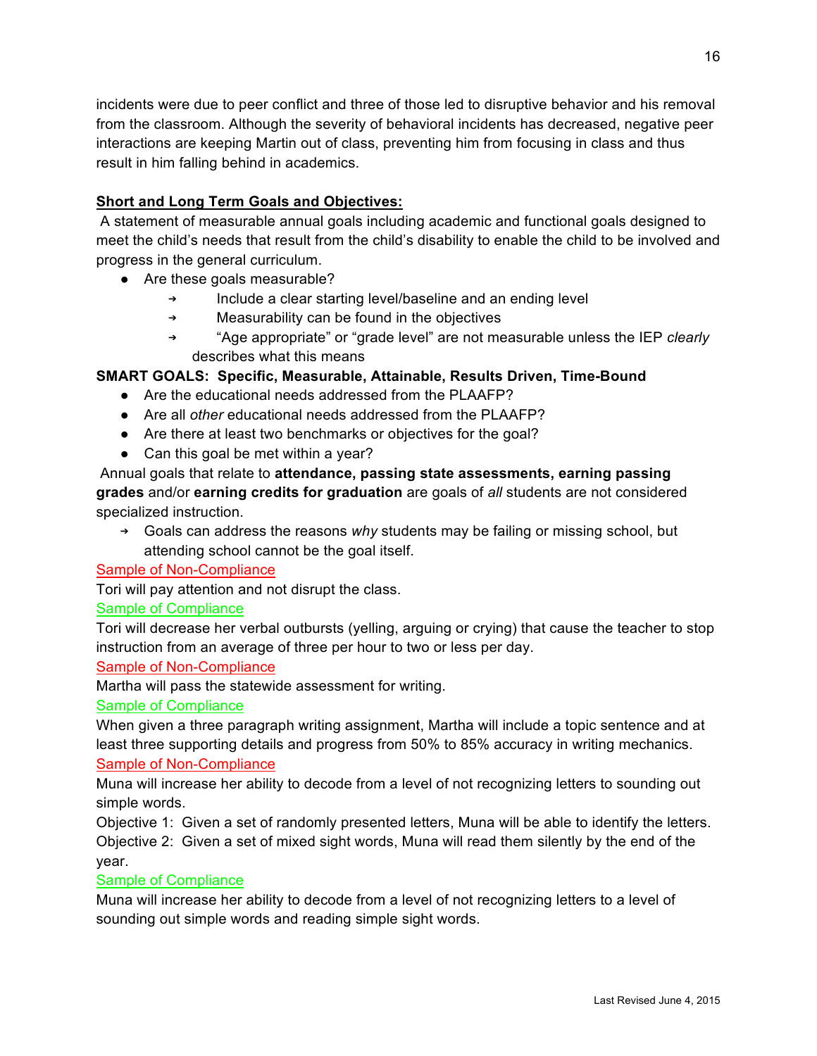incidents were due to peer conflict and three of those led to disruptive behavior and his removal from the classroom. Although the severity of behavioral incidents has decreased, negative peer interactions are keeping Martin out of class, preventing him from focusing in class and thus result in him falling behind in academics.

**Short and Long Term Goals and Objectives:**

A statement of measurable annual goals including academic and functional goals designed to meet the child's needs that result from the child's disability to enable the child to be involved and progress in the general curriculum.

- Are these goals measurable?
  - Include a clear starting level/baseline and an ending level
  - Measurability can be found in the objectives
  - "Age appropriate" or "grade level" are not measurable unless the IEP *clearly* describes what this means

**SMART GOALS: Specific, Measurable, Attainable, Results Driven, Time-Bound**

- Are the educational needs addressed from the PLAAFP?
- Are all *other* educational needs addressed from the PLAAFP?
- Are there at least two benchmarks or objectives for the goal?
- Can this goal be met within a year?

Annual goals that relate to **attendance, passing state assessments, earning passing grades** and/or **earning credits for graduation** are goals of *all* students are not considered specialized instruction.

- Goals can address the reasons *why* students may be failing or missing school, but attending school cannot be the goal itself.

Sample of Non-Compliance

Tori will pay attention and not disrupt the class.

Sample of Compliance

Tori will decrease her verbal outbursts (yelling, arguing or crying) that cause the teacher to stop instruction from an average of three per hour to two or less per day.

Sample of Non-Compliance

Martha will pass the statewide assessment for writing.

Sample of Compliance

When given a three paragraph writing assignment, Martha will include a topic sentence and at least three supporting details and progress from 50% to 85% accuracy in writing mechanics.

Sample of Non-Compliance

Muna will increase her ability to decode from a level of not recognizing letters to sounding out simple words.

Objective 1: Given a set of randomly presented letters, Muna will be able to identify the letters.

Objective 2: Given a set of mixed sight words, Muna will read them silently by the end of the year.

Sample of Compliance

Muna will increase her ability to decode from a level of not recognizing letters to a level of sounding out simple words and reading simple sight words.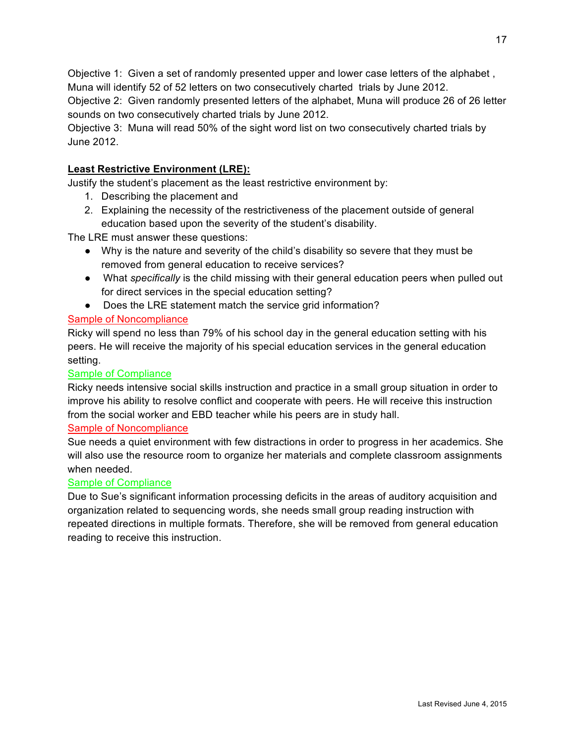Objective 1: Given a set of randomly presented upper and lower case letters of the alphabet , Muna will identify 52 of 52 letters on two consecutively charted trials by June 2012.
Objective 2: Given randomly presented letters of the alphabet, Muna will produce 26 of 26 letter sounds on two consecutively charted trials by June 2012.
Objective 3: Muna will read 50% of the sight word list on two consecutively charted trials by June 2012.

**Least Restrictive Environment (LRE):**

Justify the student's placement as the least restrictive environment by:

1. Describing the placement and
2. Explaining the necessity of the restrictiveness of the placement outside of general education based upon the severity of the student's disability.

The LRE must answer these questions:

- Why is the nature and severity of the child's disability so severe that they must be removed from general education to receive services?
- What *specifically* is the child missing with their general education peers when pulled out for direct services in the special education setting?
- Does the LRE statement match the service grid information?

Sample of Noncompliance

Ricky will spend no less than 79% of his school day in the general education setting with his peers. He will receive the majority of his special education services in the general education setting.

Sample of Compliance

Ricky needs intensive social skills instruction and practice in a small group situation in order to improve his ability to resolve conflict and cooperate with peers. He will receive this instruction from the social worker and EBD teacher while his peers are in study hall.

Sample of Noncompliance

Sue needs a quiet environment with few distractions in order to progress in her academics. She will also use the resource room to organize her materials and complete classroom assignments when needed.

Sample of Compliance

Due to Sue's significant information processing deficits in the areas of auditory acquisition and organization related to sequencing words, she needs small group reading instruction with repeated directions in multiple formats. Therefore, she will be removed from general education reading to receive this instruction.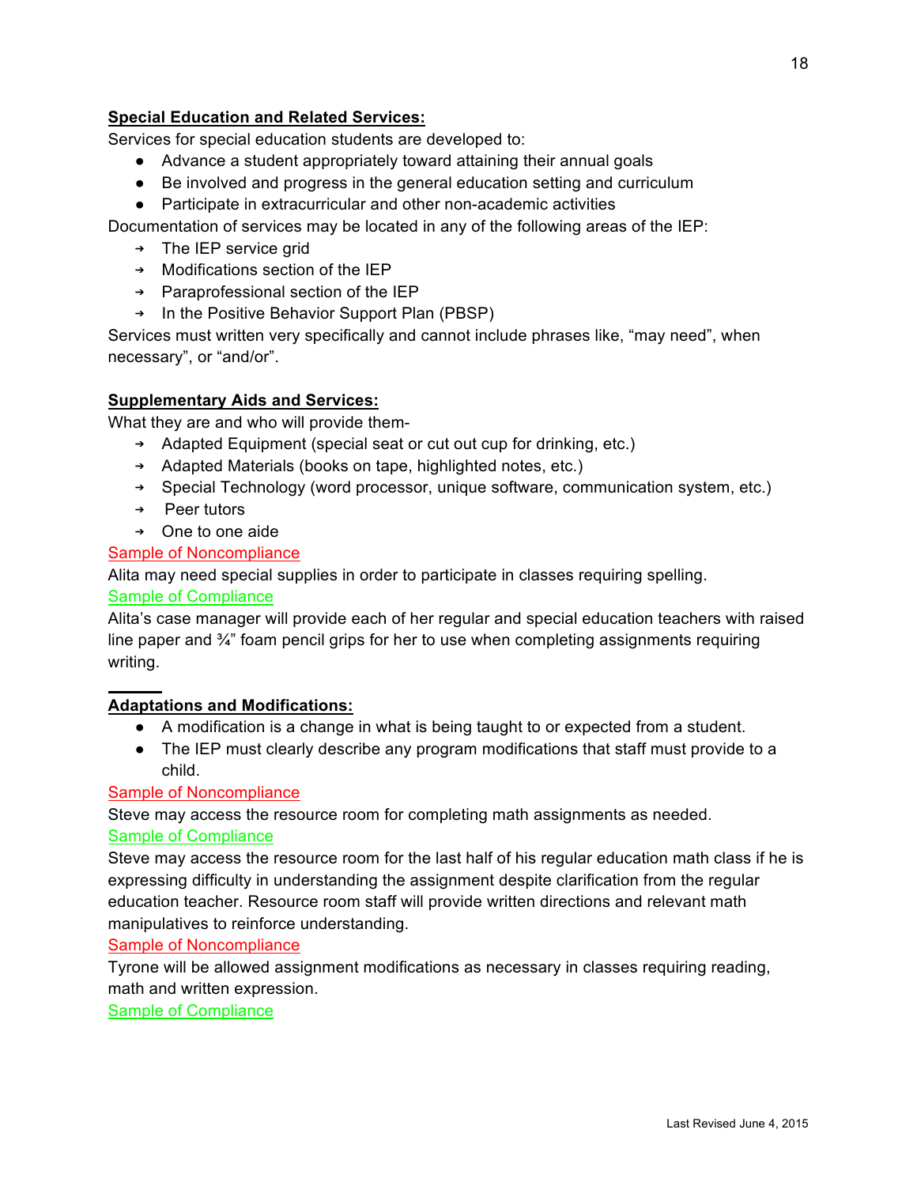**Special Education and Related Services:**

Services for special education students are developed to:

- Advance a student appropriately toward attaining their annual goals
- Be involved and progress in the general education setting and curriculum
- Participate in extracurricular and other non-academic activities

Documentation of services may be located in any of the following areas of the IEP:

- The IEP service grid
- Modifications section of the IEP
- Paraprofessional section of the IEP
- In the Positive Behavior Support Plan (PBSP)

Services must written very specifically and cannot include phrases like, "may need", when necessary", or "and/or".

**Supplementary Aids and Services:**

What they are and who will provide them-

- Adapted Equipment (special seat or cut out cup for drinking, etc.)
- Adapted Materials (books on tape, highlighted notes, etc.)
- Special Technology (word processor, unique software, communication system, etc.)
- Peer tutors
- One to one aide

Sample of Noncompliance

Alita may need special supplies in order to participate in classes requiring spelling.

Sample of Compliance

Alita's case manager will provide each of her regular and special education teachers with raised line paper and ¾" foam pencil grips for her to use when completing assignments requiring writing.

**Adaptations and Modifications:**

- A modification is a change in what is being taught to or expected from a student.
- The IEP must clearly describe any program modifications that staff must provide to a child.

Sample of Noncompliance

Steve may access the resource room for completing math assignments as needed.

Sample of Compliance

Steve may access the resource room for the last half of his regular education math class if he is expressing difficulty in understanding the assignment despite clarification from the regular education teacher. Resource room staff will provide written directions and relevant math manipulatives to reinforce understanding.

Sample of Noncompliance

Tyrone will be allowed assignment modifications as necessary in classes requiring reading, math and written expression.

Sample of Compliance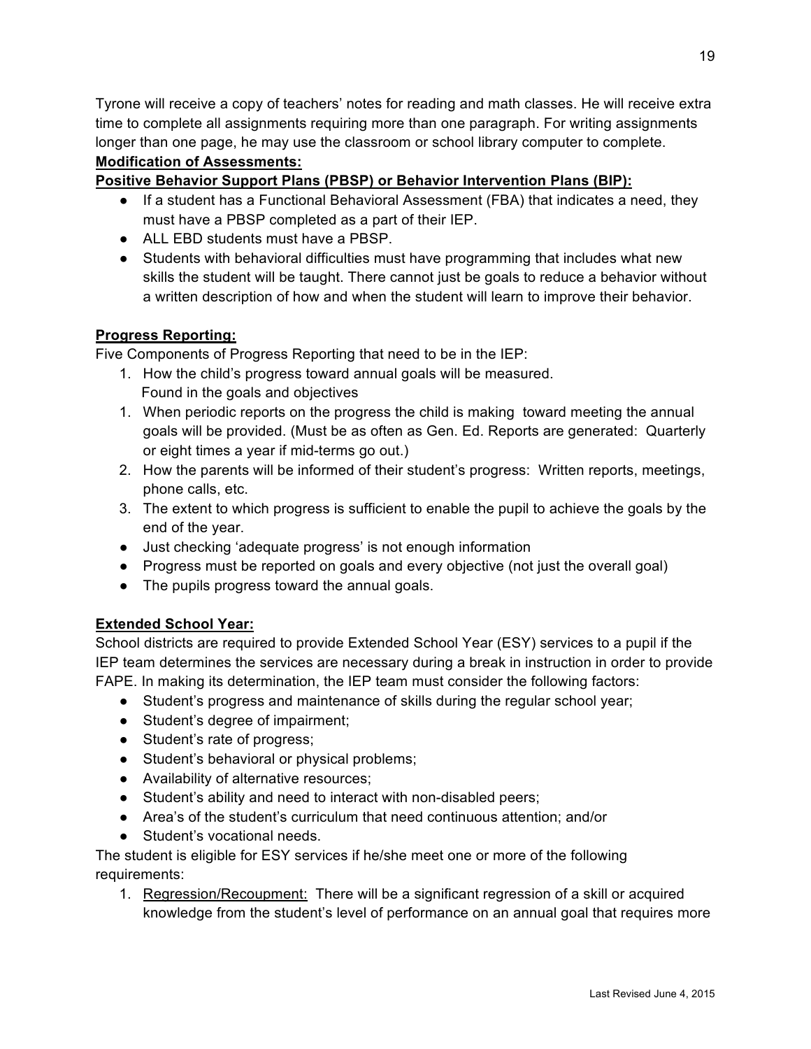Tyrone will receive a copy of teachers' notes for reading and math classes. He will receive extra time to complete all assignments requiring more than one paragraph. For writing assignments longer than one page, he may use the classroom or school library computer to complete.

**Modification of Assessments:**

**Positive Behavior Support Plans (PBSP) or Behavior Intervention Plans (BIP):**

- If a student has a Functional Behavioral Assessment (FBA) that indicates a need, they must have a PBSP completed as a part of their IEP.
- ALL EBD students must have a PBSP.
- Students with behavioral difficulties must have programming that includes what new skills the student will be taught. There cannot just be goals to reduce a behavior without a written description of how and when the student will learn to improve their behavior.

**Progress Reporting:**

Five Components of Progress Reporting that need to be in the IEP:

1. How the child's progress toward annual goals will be measured.
   Found in the goals and objectives
1. When periodic reports on the progress the child is making toward meeting the annual goals will be provided. (Must be as often as Gen. Ed. Reports are generated: Quarterly or eight times a year if mid-terms go out.)
2. How the parents will be informed of their student's progress: Written reports, meetings, phone calls, etc.
3. The extent to which progress is sufficient to enable the pupil to achieve the goals by the end of the year.

- Just checking 'adequate progress' is not enough information
- Progress must be reported on goals and every objective (not just the overall goal)
- The pupils progress toward the annual goals.

**Extended School Year:**

School districts are required to provide Extended School Year (ESY) services to a pupil if the IEP team determines the services are necessary during a break in instruction in order to provide FAPE. In making its determination, the IEP team must consider the following factors:

- Student's progress and maintenance of skills during the regular school year;
- Student's degree of impairment;
- Student's rate of progress;
- Student's behavioral or physical problems;
- Availability of alternative resources;
- Student's ability and need to interact with non-disabled peers;
- Area's of the student's curriculum that need continuous attention; and/or
- Student's vocational needs.

The student is eligible for ESY services if he/she meet one or more of the following requirements:

1. Regression/Recoupment: There will be a significant regression of a skill or acquired knowledge from the student's level of performance on an annual goal that requires more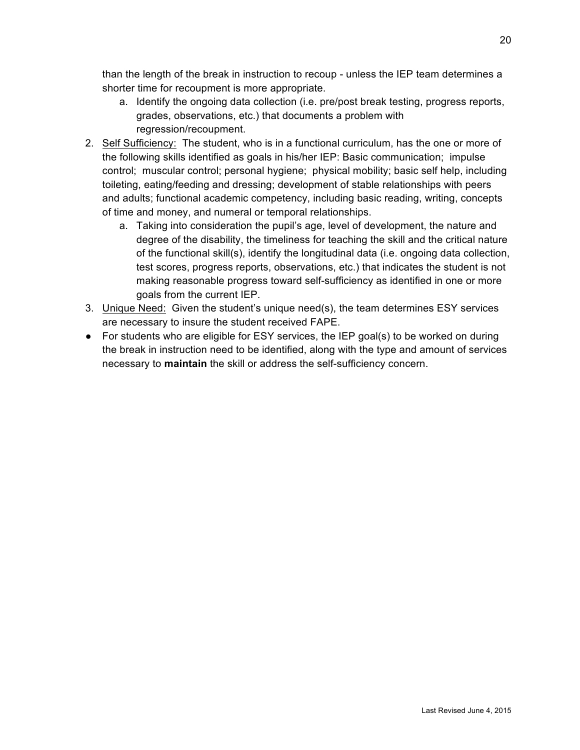than the length of the break in instruction to recoup - unless the IEP team determines a shorter time for recoupment is more appropriate.

a. Identify the ongoing data collection (i.e. pre/post break testing, progress reports, grades, observations, etc.) that documents a problem with regression/recoupment.

2. <u>Self Sufficiency:</u> The student, who is in a functional curriculum, has the one or more of the following skills identified as goals in his/her IEP: Basic communication; impulse control; muscular control; personal hygiene; physical mobility; basic self help, including toileting, eating/feeding and dressing; development of stable relationships with peers and adults; functional academic competency, including basic reading, writing, concepts of time and money, and numeral or temporal relationships.
    a. Taking into consideration the pupil's age, level of development, the nature and degree of the disability, the timeliness for teaching the skill and the critical nature of the functional skill(s), identify the longitudinal data (i.e. ongoing data collection, test scores, progress reports, observations, etc.) that indicates the student is not making reasonable progress toward self-sufficiency as identified in one or more goals from the current IEP.
3. <u>Unique Need:</u> Given the student's unique need(s), the team determines ESY services are necessary to insure the student received FAPE.

- For students who are eligible for ESY services, the IEP goal(s) to be worked on during the break in instruction need to be identified, along with the type and amount of services necessary to **maintain** the skill or address the self-sufficiency concern.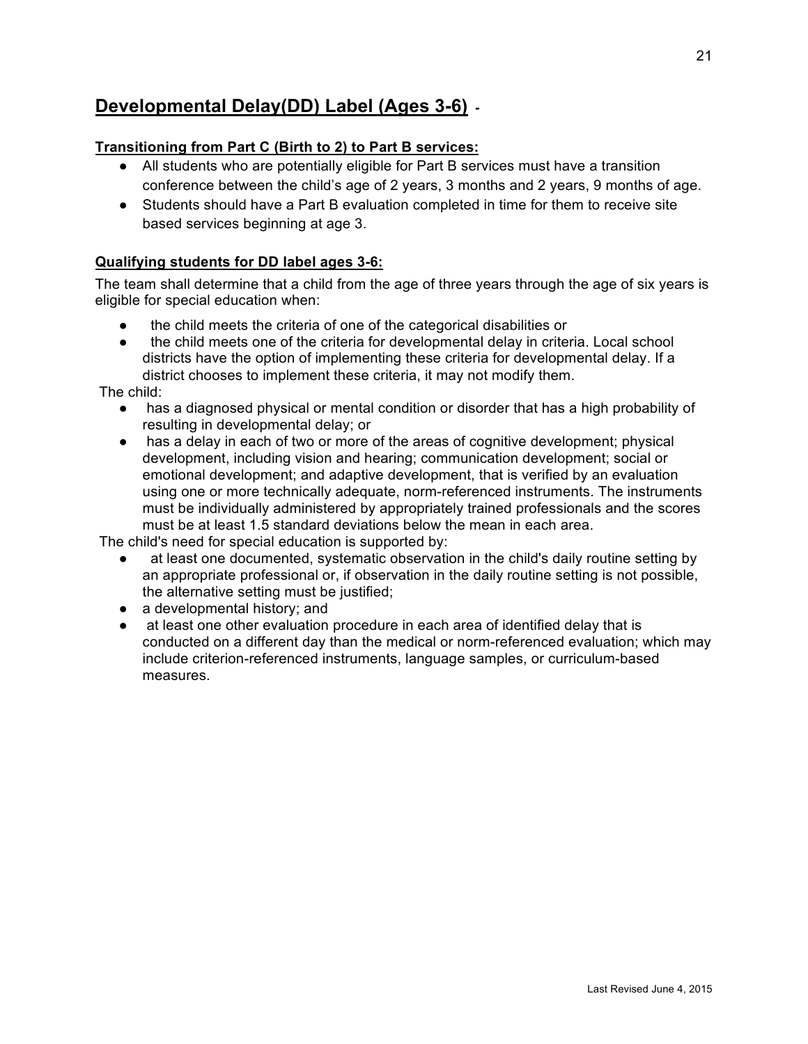## Developmental Delay(DD) Label (Ages 3-6) -

**Transitioning from Part C (Birth to 2) to Part B services:**

- All students who are potentially eligible for Part B services must have a transition conference between the child's age of 2 years, 3 months and 2 years, 9 months of age.
- Students should have a Part B evaluation completed in time for them to receive site based services beginning at age 3.

**Qualifying students for DD label ages 3-6:**

The team shall determine that a child from the age of three years through the age of six years is eligible for special education when:

- the child meets the criteria of one of the categorical disabilities or
- the child meets one of the criteria for developmental delay in criteria. Local school districts have the option of implementing these criteria for developmental delay. If a district chooses to implement these criteria, it may not modify them.

The child:

- has a diagnosed physical or mental condition or disorder that has a high probability of resulting in developmental delay; or
- has a delay in each of two or more of the areas of cognitive development; physical development, including vision and hearing; communication development; social or emotional development; and adaptive development, that is verified by an evaluation using one or more technically adequate, norm-referenced instruments. The instruments must be individually administered by appropriately trained professionals and the scores must be at least 1.5 standard deviations below the mean in each area.

The child's need for special education is supported by:

- at least one documented, systematic observation in the child's daily routine setting by an appropriate professional or, if observation in the daily routine setting is not possible, the alternative setting must be justified;
- a developmental history; and
- at least one other evaluation procedure in each area of identified delay that is conducted on a different day than the medical or norm-referenced evaluation; which may include criterion-referenced instruments, language samples, or curriculum-based measures.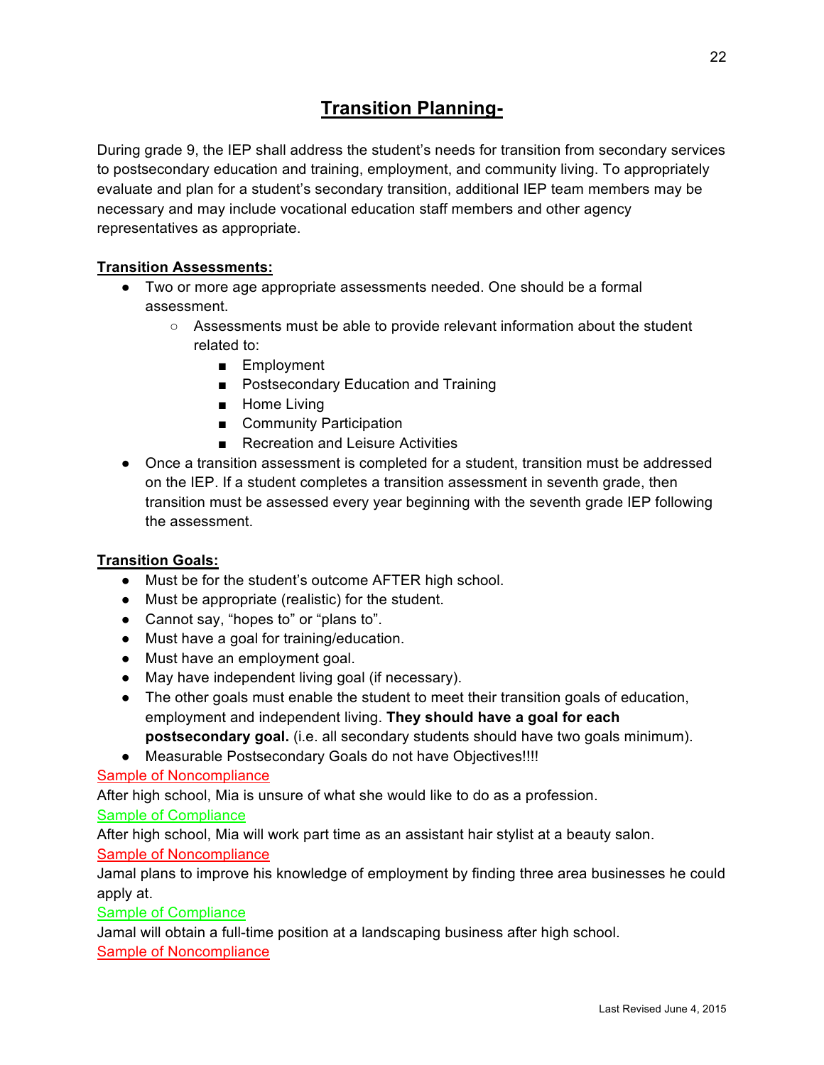# Transition Planning-

During grade 9, the IEP shall address the student's needs for transition from secondary services to postsecondary education and training, employment, and community living. To appropriately evaluate and plan for a student's secondary transition, additional IEP team members may be necessary and may include vocational education staff members and other agency representatives as appropriate.

**Transition Assessments:**

- Two or more age appropriate assessments needed. One should be a formal assessment.
  - Assessments must be able to provide relevant information about the student related to:
    - Employment
    - Postsecondary Education and Training
    - Home Living
    - Community Participation
    - Recreation and Leisure Activities
- Once a transition assessment is completed for a student, transition must be addressed on the IEP. If a student completes a transition assessment in seventh grade, then transition must be assessed every year beginning with the seventh grade IEP following the assessment.

**Transition Goals:**

- Must be for the student's outcome AFTER high school.
- Must be appropriate (realistic) for the student.
- Cannot say, "hopes to" or "plans to".
- Must have a goal for training/education.
- Must have an employment goal.
- May have independent living goal (if necessary).
- The other goals must enable the student to meet their transition goals of education, employment and independent living. **They should have a goal for each postsecondary goal.** (i.e. all secondary students should have two goals minimum).
- Measurable Postsecondary Goals do not have Objectives!!!!

Sample of Noncompliance

After high school, Mia is unsure of what she would like to do as a profession.

Sample of Compliance

After high school, Mia will work part time as an assistant hair stylist at a beauty salon.

Sample of Noncompliance

Jamal plans to improve his knowledge of employment by finding three area businesses he could apply at.

Sample of Compliance

Jamal will obtain a full-time position at a landscaping business after high school.

Sample of Noncompliance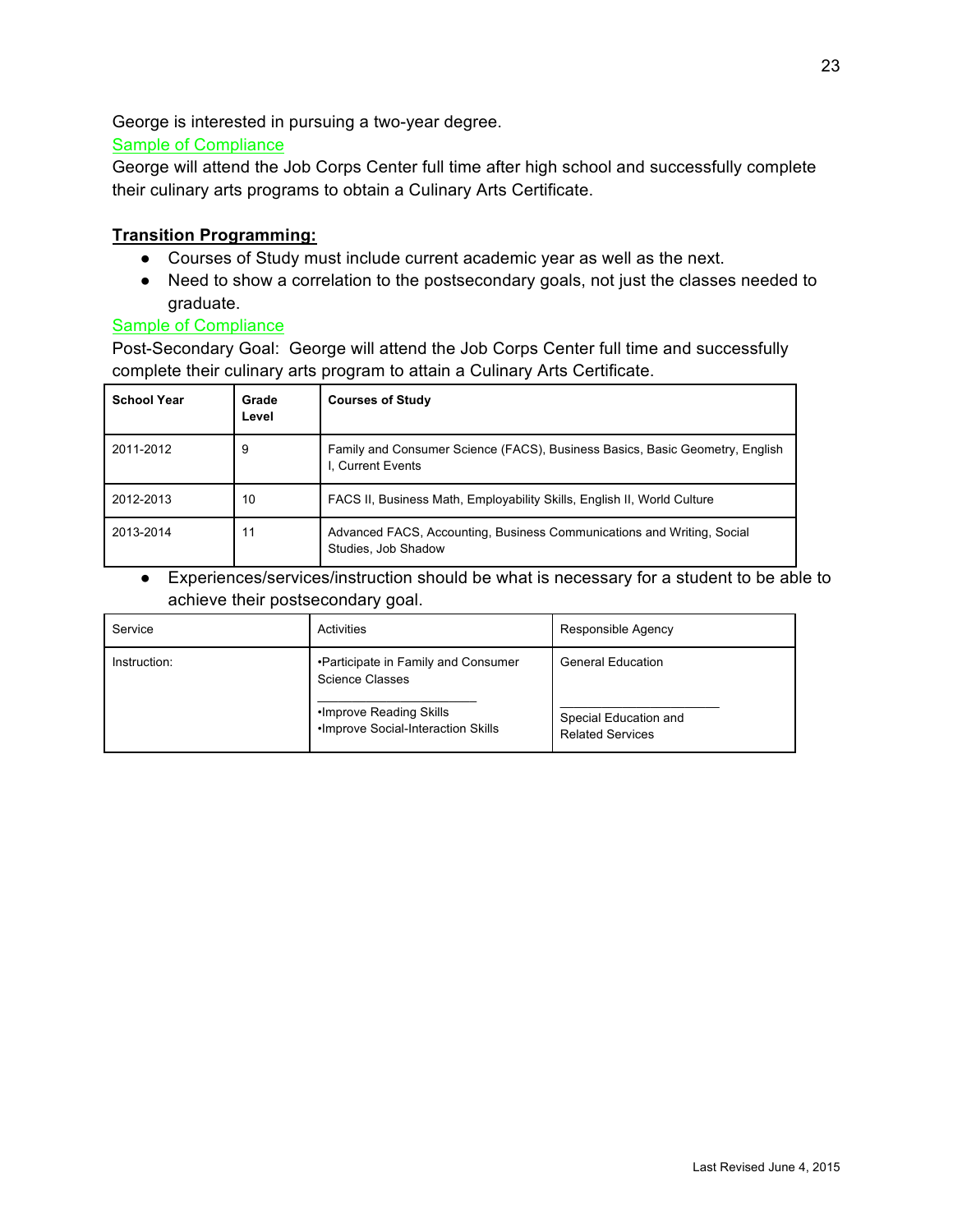George is interested in pursuing a two-year degree.

Sample of Compliance

George will attend the Job Corps Center full time after high school and successfully complete their culinary arts programs to obtain a Culinary Arts Certificate.

**Transition Programming:**

- Courses of Study must include current academic year as well as the next.
- Need to show a correlation to the postsecondary goals, not just the classes needed to graduate.

Sample of Compliance

Post-Secondary Goal: George will attend the Job Corps Center full time and successfully complete their culinary arts program to attain a Culinary Arts Certificate.

| School Year | Grade Level | Courses of Study |
|---|---|---|
| 2011-2012 | 9 | Family and Consumer Science (FACS), Business Basics, Basic Geometry, English I, Current Events |
| 2012-2013 | 10 | FACS II, Business Math, Employability Skills, English II, World Culture |
| 2013-2014 | 11 | Advanced FACS, Accounting, Business Communications and Writing, Social Studies, Job Shadow |

- Experiences/services/instruction should be what is necessary for a student to be able to achieve their postsecondary goal.

| Service | Activities | Responsible Agency |
|---|---|---|
| Instruction: | •Participate in Family and Consumer Science Classes | General Education |
| | •Improve Reading Skills<br>•Improve Social-Interaction Skills | Special Education and Related Services |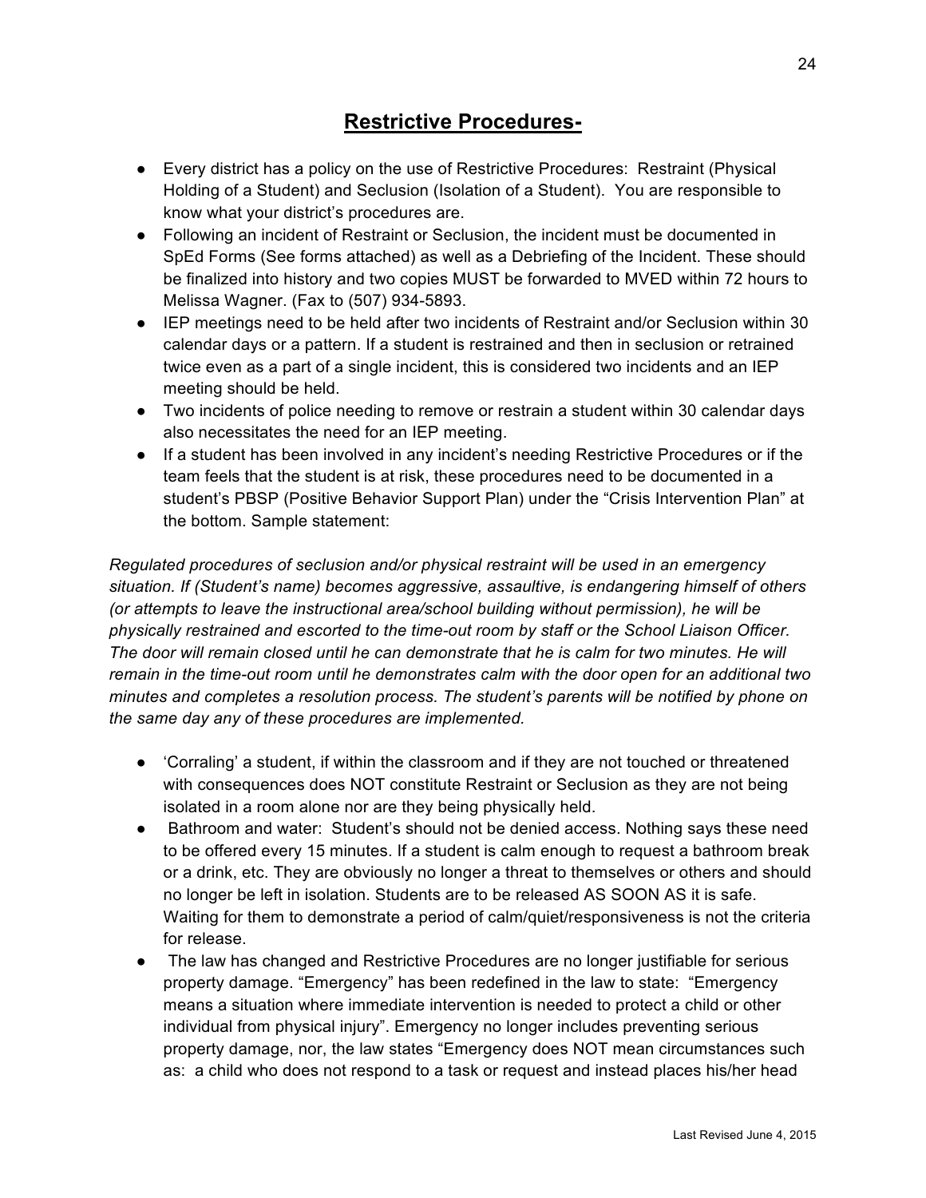# Restrictive Procedures-

- Every district has a policy on the use of Restrictive Procedures: Restraint (Physical Holding of a Student) and Seclusion (Isolation of a Student). You are responsible to know what your district's procedures are.
- Following an incident of Restraint or Seclusion, the incident must be documented in SpEd Forms (See forms attached) as well as a Debriefing of the Incident. These should be finalized into history and two copies MUST be forwarded to MVED within 72 hours to Melissa Wagner. (Fax to (507) 934-5893.
- IEP meetings need to be held after two incidents of Restraint and/or Seclusion within 30 calendar days or a pattern. If a student is restrained and then in seclusion or retrained twice even as a part of a single incident, this is considered two incidents and an IEP meeting should be held.
- Two incidents of police needing to remove or restrain a student within 30 calendar days also necessitates the need for an IEP meeting.
- If a student has been involved in any incident's needing Restrictive Procedures or if the team feels that the student is at risk, these procedures need to be documented in a student's PBSP (Positive Behavior Support Plan) under the "Crisis Intervention Plan" at the bottom. Sample statement:

*Regulated procedures of seclusion and/or physical restraint will be used in an emergency situation. If (Student's name) becomes aggressive, assaultive, is endangering himself of others (or attempts to leave the instructional area/school building without permission), he will be physically restrained and escorted to the time-out room by staff or the School Liaison Officer. The door will remain closed until he can demonstrate that he is calm for two minutes. He will remain in the time-out room until he demonstrates calm with the door open for an additional two minutes and completes a resolution process. The student's parents will be notified by phone on the same day any of these procedures are implemented.*

- 'Corraling' a student, if within the classroom and if they are not touched or threatened with consequences does NOT constitute Restraint or Seclusion as they are not being isolated in a room alone nor are they being physically held.
- Bathroom and water: Student's should not be denied access. Nothing says these need to be offered every 15 minutes. If a student is calm enough to request a bathroom break or a drink, etc. They are obviously no longer a threat to themselves or others and should no longer be left in isolation. Students are to be released AS SOON AS it is safe. Waiting for them to demonstrate a period of calm/quiet/responsiveness is not the criteria for release.
- The law has changed and Restrictive Procedures are no longer justifiable for serious property damage. "Emergency" has been redefined in the law to state: "Emergency means a situation where immediate intervention is needed to protect a child or other individual from physical injury". Emergency no longer includes preventing serious property damage, nor, the law states "Emergency does NOT mean circumstances such as: a child who does not respond to a task or request and instead places his/her head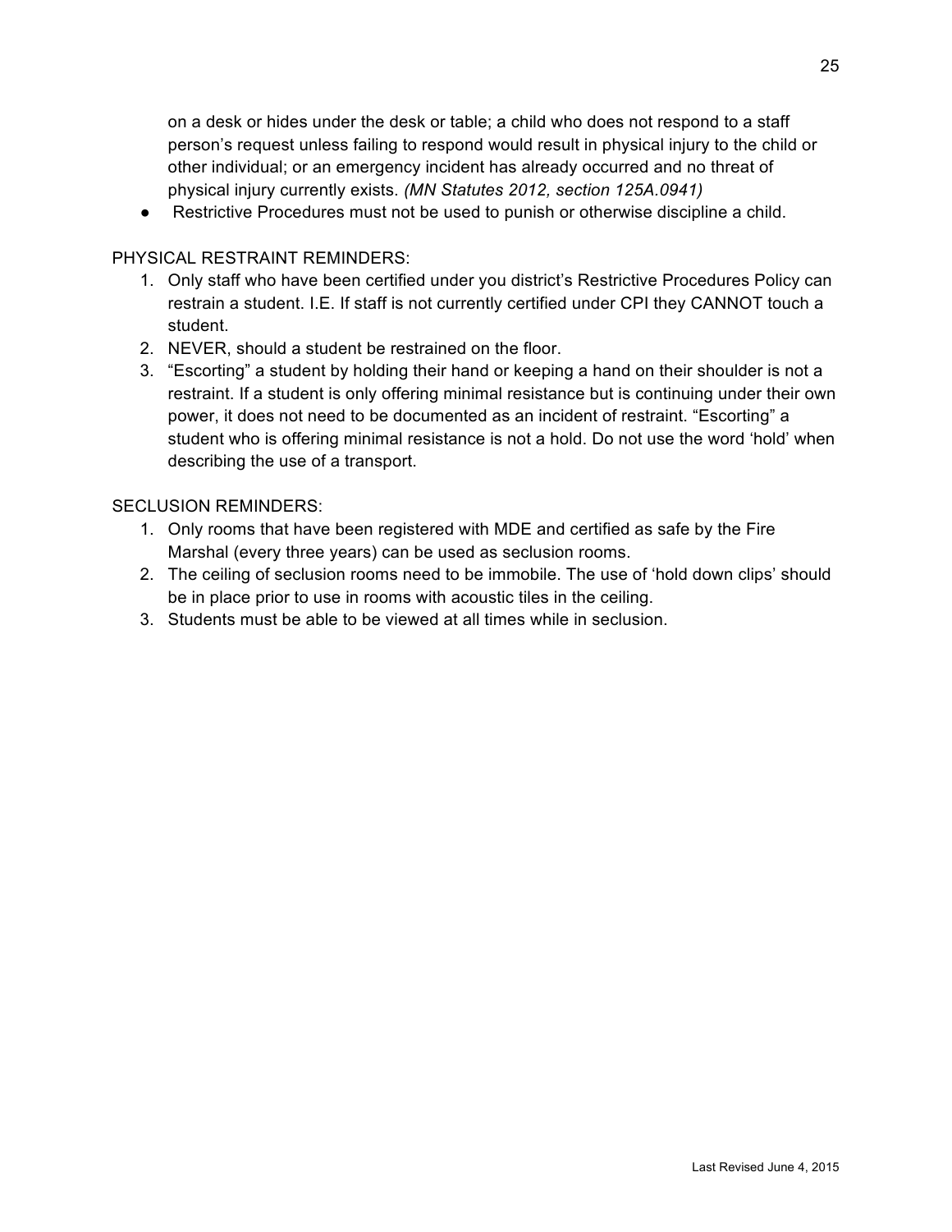on a desk or hides under the desk or table; a child who does not respond to a staff person's request unless failing to respond would result in physical injury to the child or other individual; or an emergency incident has already occurred and no threat of physical injury currently exists. *(MN Statutes 2012, section 125A.0941)*

- Restrictive Procedures must not be used to punish or otherwise discipline a child.

PHYSICAL RESTRAINT REMINDERS:

1. Only staff who have been certified under you district's Restrictive Procedures Policy can restrain a student. I.E. If staff is not currently certified under CPI they CANNOT touch a student.
2. NEVER, should a student be restrained on the floor.
3. "Escorting" a student by holding their hand or keeping a hand on their shoulder is not a restraint. If a student is only offering minimal resistance but is continuing under their own power, it does not need to be documented as an incident of restraint. "Escorting" a student who is offering minimal resistance is not a hold. Do not use the word 'hold' when describing the use of a transport.

SECLUSION REMINDERS:

1. Only rooms that have been registered with MDE and certified as safe by the Fire Marshal (every three years) can be used as seclusion rooms.
2. The ceiling of seclusion rooms need to be immobile. The use of 'hold down clips' should be in place prior to use in rooms with acoustic tiles in the ceiling.
3. Students must be able to be viewed at all times while in seclusion.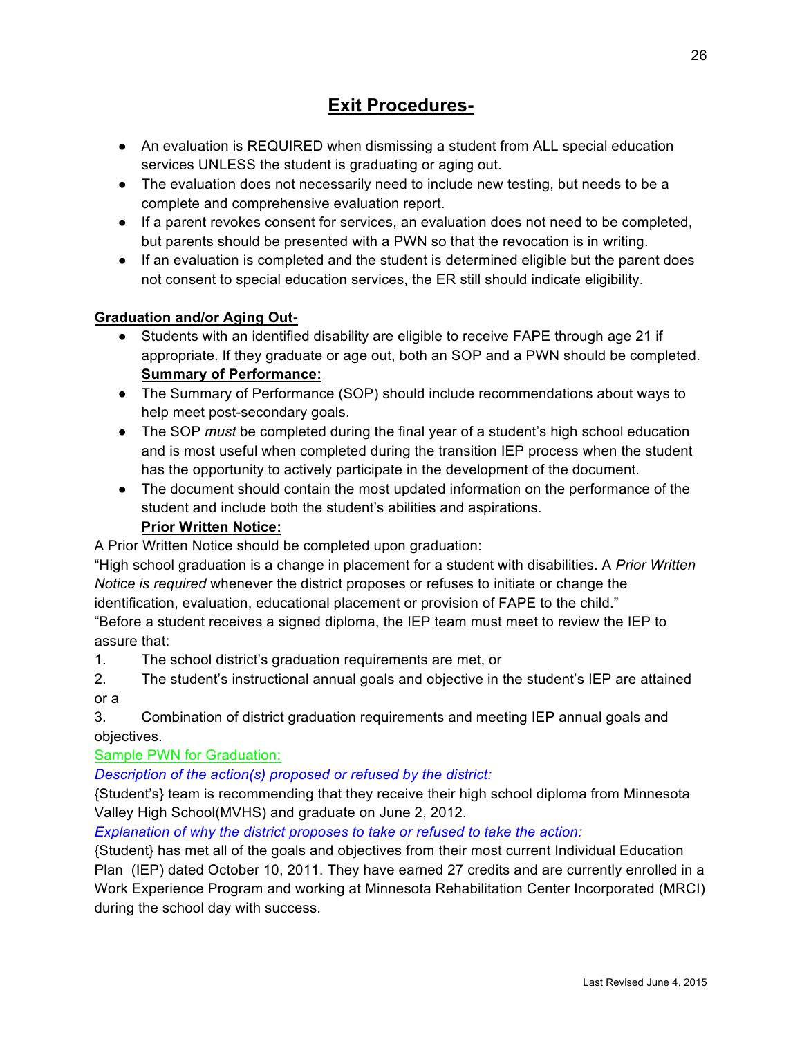# **Exit Procedures-**

- An evaluation is REQUIRED when dismissing a student from ALL special education services UNLESS the student is graduating or aging out.
- The evaluation does not necessarily need to include new testing, but needs to be a complete and comprehensive evaluation report.
- If a parent revokes consent for services, an evaluation does not need to be completed, but parents should be presented with a PWN so that the revocation is in writing.
- If an evaluation is completed and the student is determined eligible but the parent does not consent to special education services, the ER still should indicate eligibility.

**Graduation and/or Aging Out-**

- Students with an identified disability are eligible to receive FAPE through age 21 if appropriate. If they graduate or age out, both an SOP and a PWN should be completed.

  **Summary of Performance:**
- The Summary of Performance (SOP) should include recommendations about ways to help meet post-secondary goals.
- The SOP *must* be completed during the final year of a student's high school education and is most useful when completed during the transition IEP process when the student has the opportunity to actively participate in the development of the document.
- The document should contain the most updated information on the performance of the student and include both the student's abilities and aspirations.

  **Prior Written Notice:**

A Prior Written Notice should be completed upon graduation:

"High school graduation is a change in placement for a student with disabilities. A *Prior Written Notice is required* whenever the district proposes or refuses to initiate or change the identification, evaluation, educational placement or provision of FAPE to the child."

"Before a student receives a signed diploma, the IEP team must meet to review the IEP to assure that:

1. The school district's graduation requirements are met, or
2. The student's instructional annual goals and objective in the student's IEP are attained or a
3. Combination of district graduation requirements and meeting IEP annual goals and objectives.

Sample PWN for Graduation:

*Description of the action(s) proposed or refused by the district:*

{Student's} team is recommending that they receive their high school diploma from Minnesota Valley High School(MVHS) and graduate on June 2, 2012.

*Explanation of why the district proposes to take or refused to take the action:*

{Student} has met all of the goals and objectives from their most current Individual Education Plan (IEP) dated October 10, 2011. They have earned 27 credits and are currently enrolled in a Work Experience Program and working at Minnesota Rehabilitation Center Incorporated (MRCI) during the school day with success.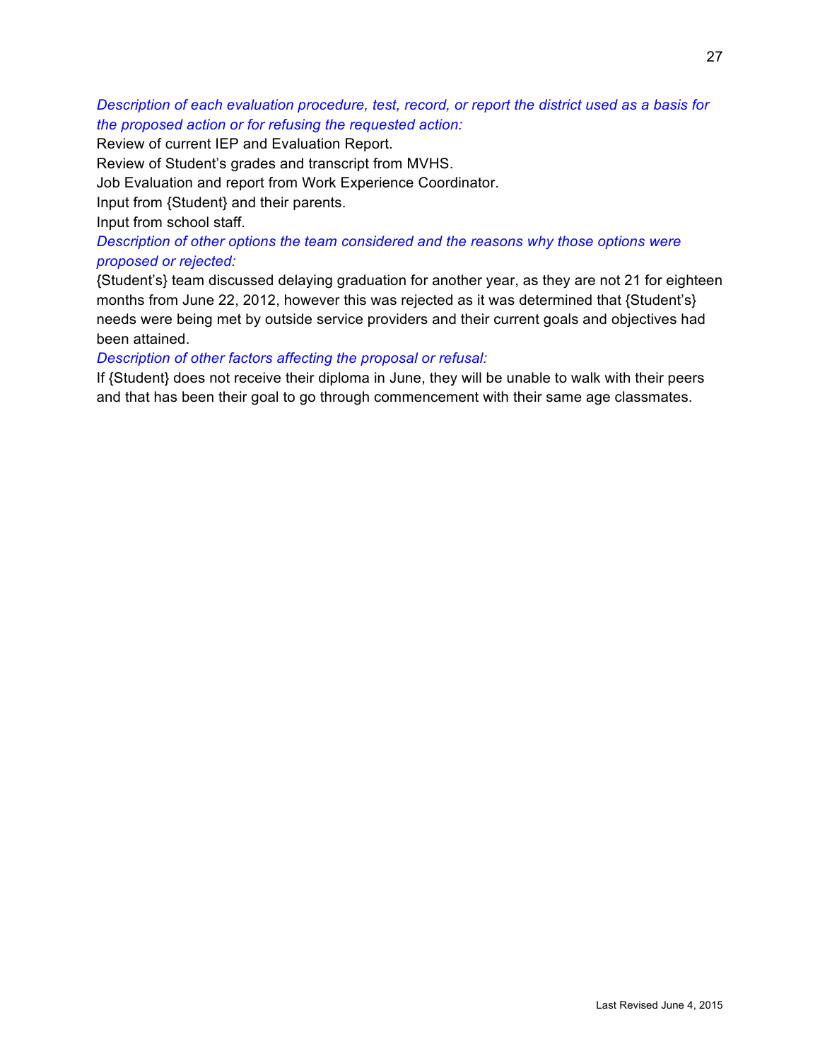*Description of each evaluation procedure, test, record, or report the district used as a basis for the proposed action or for refusing the requested action:*

Review of current IEP and Evaluation Report.

Review of Student's grades and transcript from MVHS.

Job Evaluation and report from Work Experience Coordinator.

Input from {Student} and their parents.

Input from school staff.

*Description of other options the team considered and the reasons why those options were proposed or rejected:*

{Student's} team discussed delaying graduation for another year, as they are not 21 for eighteen months from June 22, 2012, however this was rejected as it was determined that {Student's} needs were being met by outside service providers and their current goals and objectives had been attained.

*Description of other factors affecting the proposal or refusal:*

If {Student} does not receive their diploma in June, they will be unable to walk with their peers and that has been their goal to go through commencement with their same age classmates.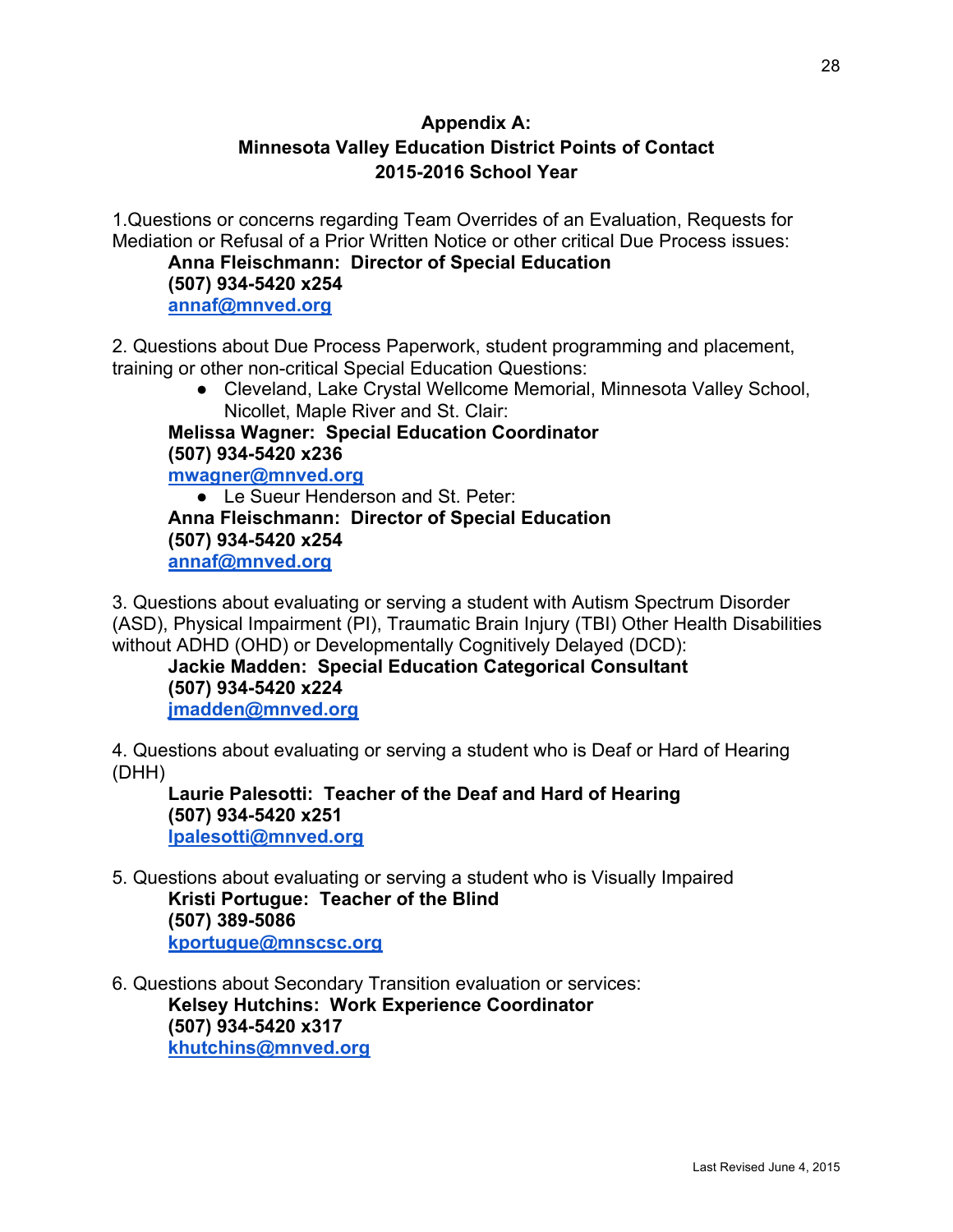## Appendix A:
## Minnesota Valley Education District Points of Contact
## 2015-2016 School Year

1.Questions or concerns regarding Team Overrides of an Evaluation, Requests for Mediation or Refusal of a Prior Written Notice or other critical Due Process issues:

**Anna Fleischmann: Director of Special Education**
**(507) 934-5420 x254**
**annaf@mnved.org**

2. Questions about Due Process Paperwork, student programming and placement, training or other non-critical Special Education Questions:

- Cleveland, Lake Crystal Wellcome Memorial, Minnesota Valley School, Nicollet, Maple River and St. Clair:

**Melissa Wagner: Special Education Coordinator**
**(507) 934-5420 x236**
**mwagner@mnved.org**

- Le Sueur Henderson and St. Peter:

**Anna Fleischmann: Director of Special Education**
**(507) 934-5420 x254**
**annaf@mnved.org**

3. Questions about evaluating or serving a student with Autism Spectrum Disorder (ASD), Physical Impairment (PI), Traumatic Brain Injury (TBI) Other Health Disabilities without ADHD (OHD) or Developmentally Cognitively Delayed (DCD):

**Jackie Madden: Special Education Categorical Consultant**
**(507) 934-5420 x224**
**jmadden@mnved.org**

4. Questions about evaluating or serving a student who is Deaf or Hard of Hearing (DHH)

**Laurie Palesotti: Teacher of the Deaf and Hard of Hearing**
**(507) 934-5420 x251**
**lpalesotti@mnved.org**

5. Questions about evaluating or serving a student who is Visually Impaired

**Kristi Portugue: Teacher of the Blind**
**(507) 389-5086**
**kportugue@mnscsc.org**

6. Questions about Secondary Transition evaluation or services:

**Kelsey Hutchins: Work Experience Coordinator**
**(507) 934-5420 x317**
**khutchins@mnved.org**

Last Revised June 4, 2015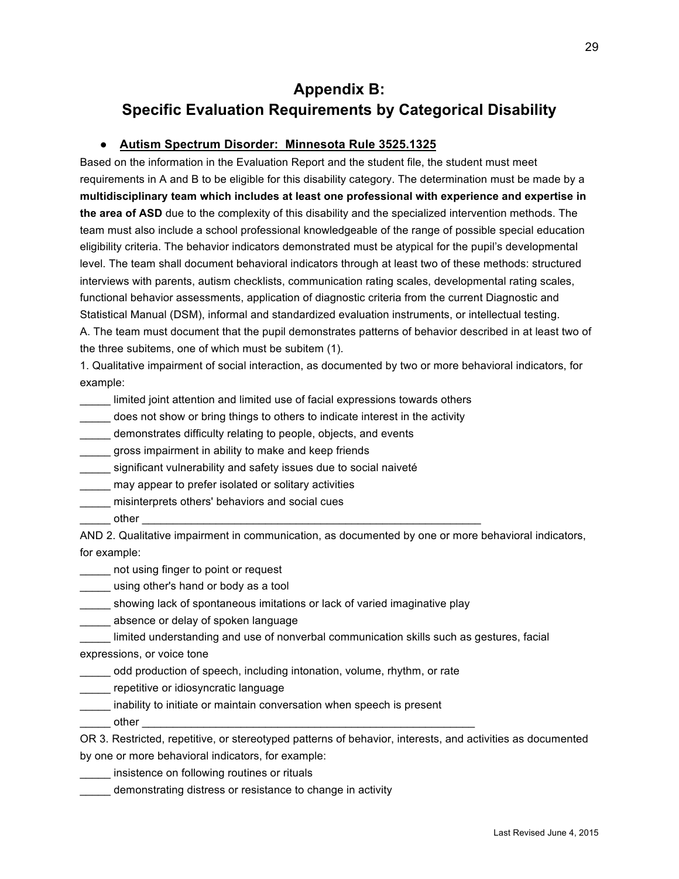# Appendix B:
# Specific Evaluation Requirements by Categorical Disability

- **<u>Autism Spectrum Disorder: Minnesota Rule 3525.1325</u>**

Based on the information in the Evaluation Report and the student file, the student must meet requirements in A and B to be eligible for this disability category. The determination must be made by a **multidisciplinary team which includes at least one professional with experience and expertise in the area of ASD** due to the complexity of this disability and the specialized intervention methods. The team must also include a school professional knowledgeable of the range of possible special education eligibility criteria. The behavior indicators demonstrated must be atypical for the pupil's developmental level. The team shall document behavioral indicators through at least two of these methods: structured interviews with parents, autism checklists, communication rating scales, developmental rating scales, functional behavior assessments, application of diagnostic criteria from the current Diagnostic and Statistical Manual (DSM), informal and standardized evaluation instruments, or intellectual testing.

A. The team must document that the pupil demonstrates patterns of behavior described in at least two of the three subitems, one of which must be subitem (1).

1. Qualitative impairment of social interaction, as documented by two or more behavioral indicators, for example:

_____ limited joint attention and limited use of facial expressions towards others
_____ does not show or bring things to others to indicate interest in the activity
_____ demonstrates difficulty relating to people, objects, and events
_____ gross impairment in ability to make and keep friends
_____ significant vulnerability and safety issues due to social naiveté
_____ may appear to prefer isolated or solitary activities
_____ misinterprets others' behaviors and social cues
_____ other _______________________________________________________

AND 2. Qualitative impairment in communication, as documented by one or more behavioral indicators, for example:

_____ not using finger to point or request
_____ using other's hand or body as a tool
_____ showing lack of spontaneous imitations or lack of varied imaginative play
_____ absence or delay of spoken language
_____ limited understanding and use of nonverbal communication skills such as gestures, facial expressions, or voice tone
_____ odd production of speech, including intonation, volume, rhythm, or rate
_____ repetitive or idiosyncratic language
_____ inability to initiate or maintain conversation when speech is present
_____ other _______________________________________________________

OR 3. Restricted, repetitive, or stereotyped patterns of behavior, interests, and activities as documented by one or more behavioral indicators, for example:

_____ insistence on following routines or rituals
_____ demonstrating distress or resistance to change in activity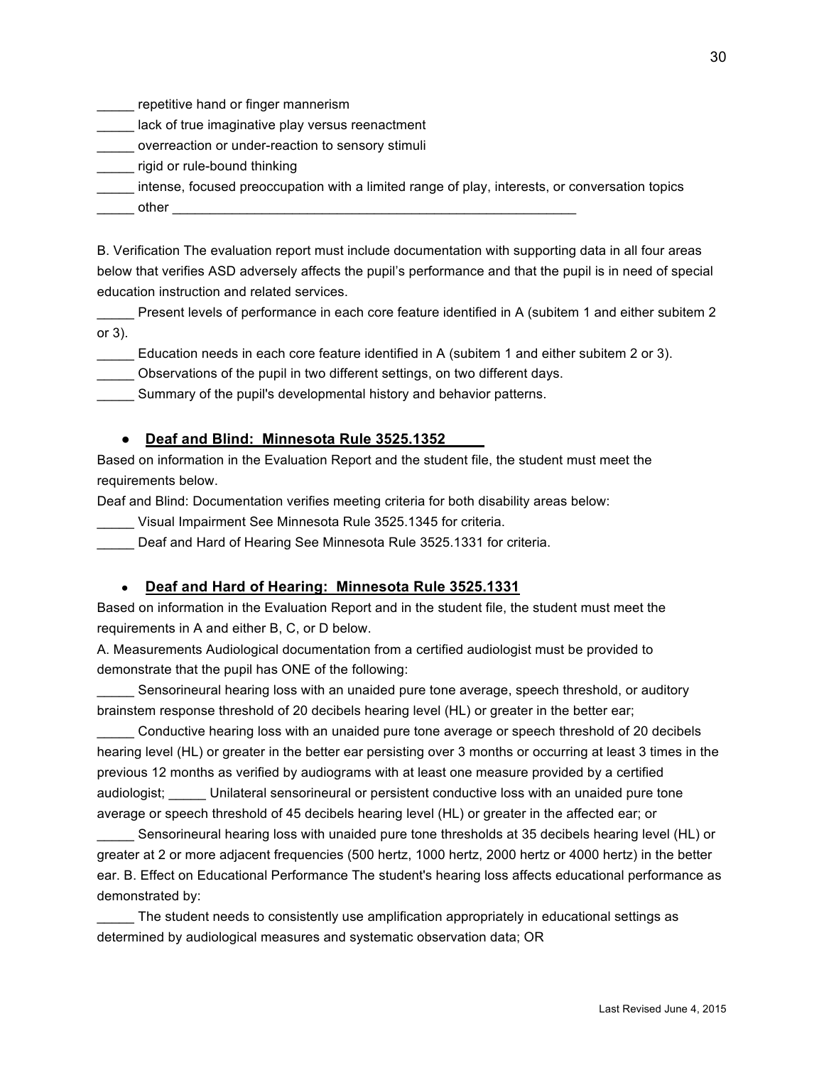_____ repetitive hand or finger mannerism
_____ lack of true imaginative play versus reenactment
_____ overreaction or under-reaction to sensory stimuli
_____ rigid or rule-bound thinking
_____ intense, focused preoccupation with a limited range of play, interests, or conversation topics
_____ other ________________________________________________________

B. Verification The evaluation report must include documentation with supporting data in all four areas below that verifies ASD adversely affects the pupil's performance and that the pupil is in need of special education instruction and related services.

_____ Present levels of performance in each core feature identified in A (subitem 1 and either subitem 2 or 3).
_____ Education needs in each core feature identified in A (subitem 1 and either subitem 2 or 3).
_____ Observations of the pupil in two different settings, on two different days.
_____ Summary of the pupil's developmental history and behavior patterns.

- **<u>Deaf and Blind: Minnesota Rule 3525.1352</u>**

Based on information in the Evaluation Report and the student file, the student must meet the requirements below.

Deaf and Blind: Documentation verifies meeting criteria for both disability areas below:

_____ Visual Impairment See Minnesota Rule 3525.1345 for criteria.
_____ Deaf and Hard of Hearing See Minnesota Rule 3525.1331 for criteria.

- **<u>Deaf and Hard of Hearing: Minnesota Rule 3525.1331</u>**

Based on information in the Evaluation Report and in the student file, the student must meet the requirements in A and either B, C, or D below.

A. Measurements Audiological documentation from a certified audiologist must be provided to demonstrate that the pupil has ONE of the following:

_____ Sensorineural hearing loss with an unaided pure tone average, speech threshold, or auditory brainstem response threshold of 20 decibels hearing level (HL) or greater in the better ear;

_____ Conductive hearing loss with an unaided pure tone average or speech threshold of 20 decibels hearing level (HL) or greater in the better ear persisting over 3 months or occurring at least 3 times in the previous 12 months as verified by audiograms with at least one measure provided by a certified audiologist; _____ Unilateral sensorineural or persistent conductive loss with an unaided pure tone average or speech threshold of 45 decibels hearing level (HL) or greater in the affected ear; or

_____ Sensorineural hearing loss with unaided pure tone thresholds at 35 decibels hearing level (HL) or greater at 2 or more adjacent frequencies (500 hertz, 1000 hertz, 2000 hertz or 4000 hertz) in the better ear. B. Effect on Educational Performance The student's hearing loss affects educational performance as demonstrated by:

_____ The student needs to consistently use amplification appropriately in educational settings as determined by audiological measures and systematic observation data; OR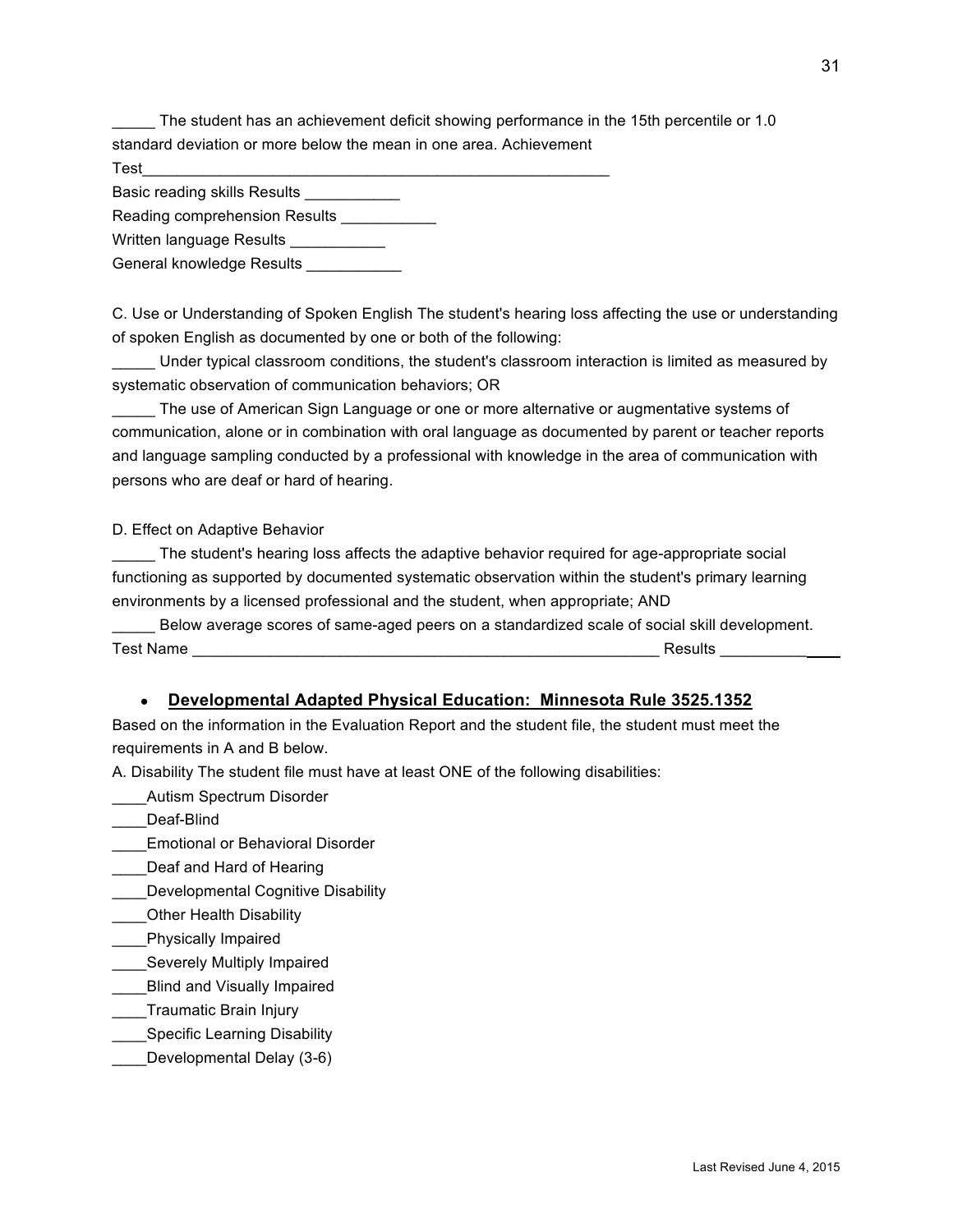_____ The student has an achievement deficit showing performance in the 15th percentile or 1.0 standard deviation or more below the mean in one area. Achievement Test_______________________________________________________

Basic reading skills Results ___________

Reading comprehension Results ___________

Written language Results ___________

General knowledge Results ___________

C. Use or Understanding of Spoken English The student's hearing loss affecting the use or understanding of spoken English as documented by one or both of the following:

_____ Under typical classroom conditions, the student's classroom interaction is limited as measured by systematic observation of communication behaviors; OR

_____ The use of American Sign Language or one or more alternative or augmentative systems of communication, alone or in combination with oral language as documented by parent or teacher reports and language sampling conducted by a professional with knowledge in the area of communication with persons who are deaf or hard of hearing.

D. Effect on Adaptive Behavior

_____ The student's hearing loss affects the adaptive behavior required for age-appropriate social functioning as supported by documented systematic observation within the student's primary learning environments by a licensed professional and the student, when appropriate; AND

_____ Below average scores of same-aged peers on a standardized scale of social skill development.
Test Name _______________________________________________________ Results ______________

- **<u>Developmental Adapted Physical Education: Minnesota Rule 3525.1352</u>**

Based on the information in the Evaluation Report and the student file, the student must meet the requirements in A and B below.

A. Disability The student file must have at least ONE of the following disabilities:

____Autism Spectrum Disorder

____Deaf-Blind

____Emotional or Behavioral Disorder

____Deaf and Hard of Hearing

____Developmental Cognitive Disability

____Other Health Disability

____Physically Impaired

____Severely Multiply Impaired

____Blind and Visually Impaired

____Traumatic Brain Injury

____Specific Learning Disability

____Developmental Delay (3-6)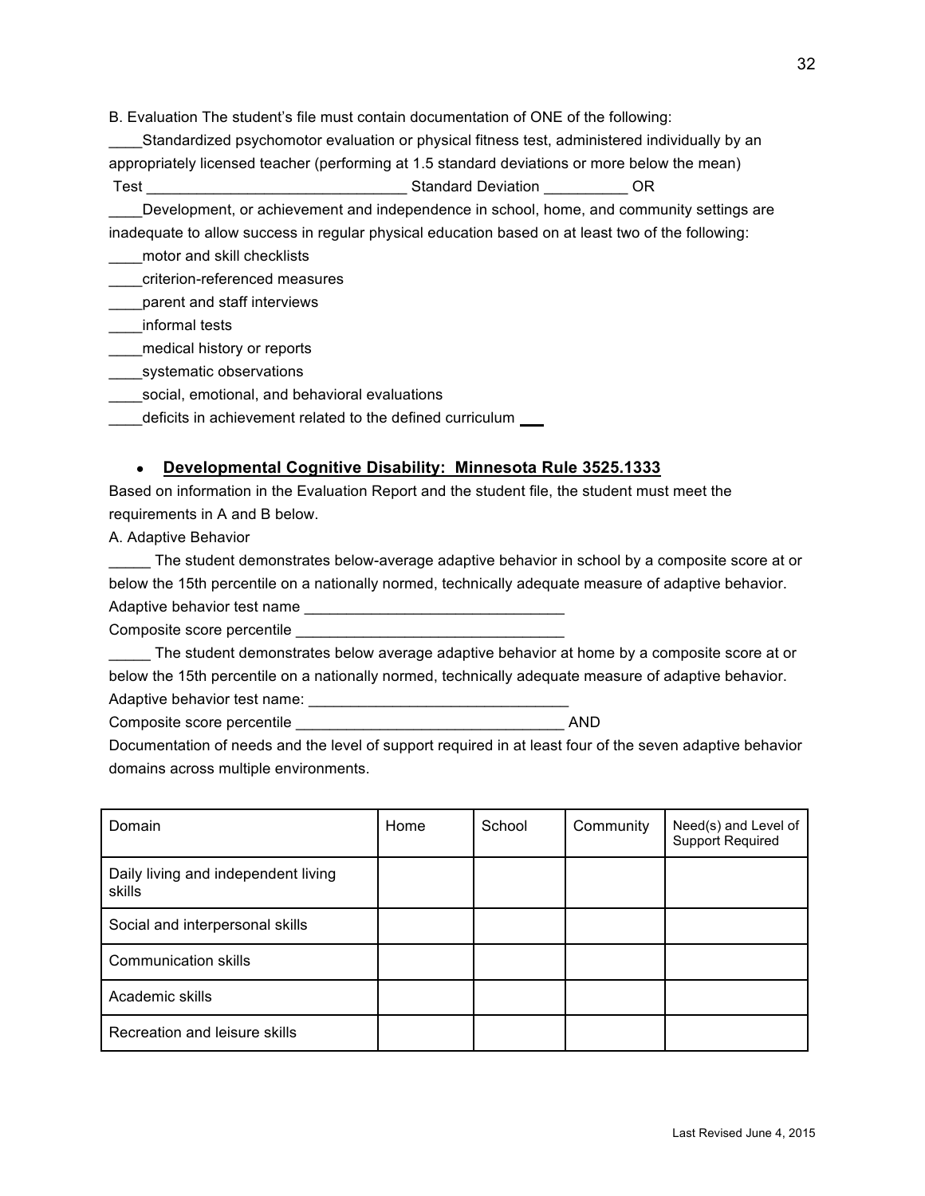B. Evaluation The student's file must contain documentation of ONE of the following:

____Standardized psychomotor evaluation or physical fitness test, administered individually by an appropriately licensed teacher (performing at 1.5 standard deviations or more below the mean)

Test ______________________________ Standard Deviation __________ OR

____Development, or achievement and independence in school, home, and community settings are inadequate to allow success in regular physical education based on at least two of the following:

____motor and skill checklists

____criterion-referenced measures

____parent and staff interviews

____informal tests

____medical history or reports

____systematic observations

____social, emotional, and behavioral evaluations

____deficits in achievement related to the defined curriculum ___

- **Developmental Cognitive Disability: Minnesota Rule 3525.1333**

Based on information in the Evaluation Report and the student file, the student must meet the requirements in A and B below.

A. Adaptive Behavior

_____ The student demonstrates below-average adaptive behavior in school by a composite score at or below the 15th percentile on a nationally normed, technically adequate measure of adaptive behavior.

Adaptive behavior test name ______________________________

Composite score percentile ______________________________

_____ The student demonstrates below average adaptive behavior at home by a composite score at or below the 15th percentile on a nationally normed, technically adequate measure of adaptive behavior.

Adaptive behavior test name: ______________________________

Composite score percentile ______________________________ AND

Documentation of needs and the level of support required in at least four of the seven adaptive behavior domains across multiple environments.

| Domain | Home | School | Community | Need(s) and Level of Support Required |
|---|---|---|---|---|
| Daily living and independent living skills | | | | |
| Social and interpersonal skills | | | | |
| Communication skills | | | | |
| Academic skills | | | | |
| Recreation and leisure skills | | | | |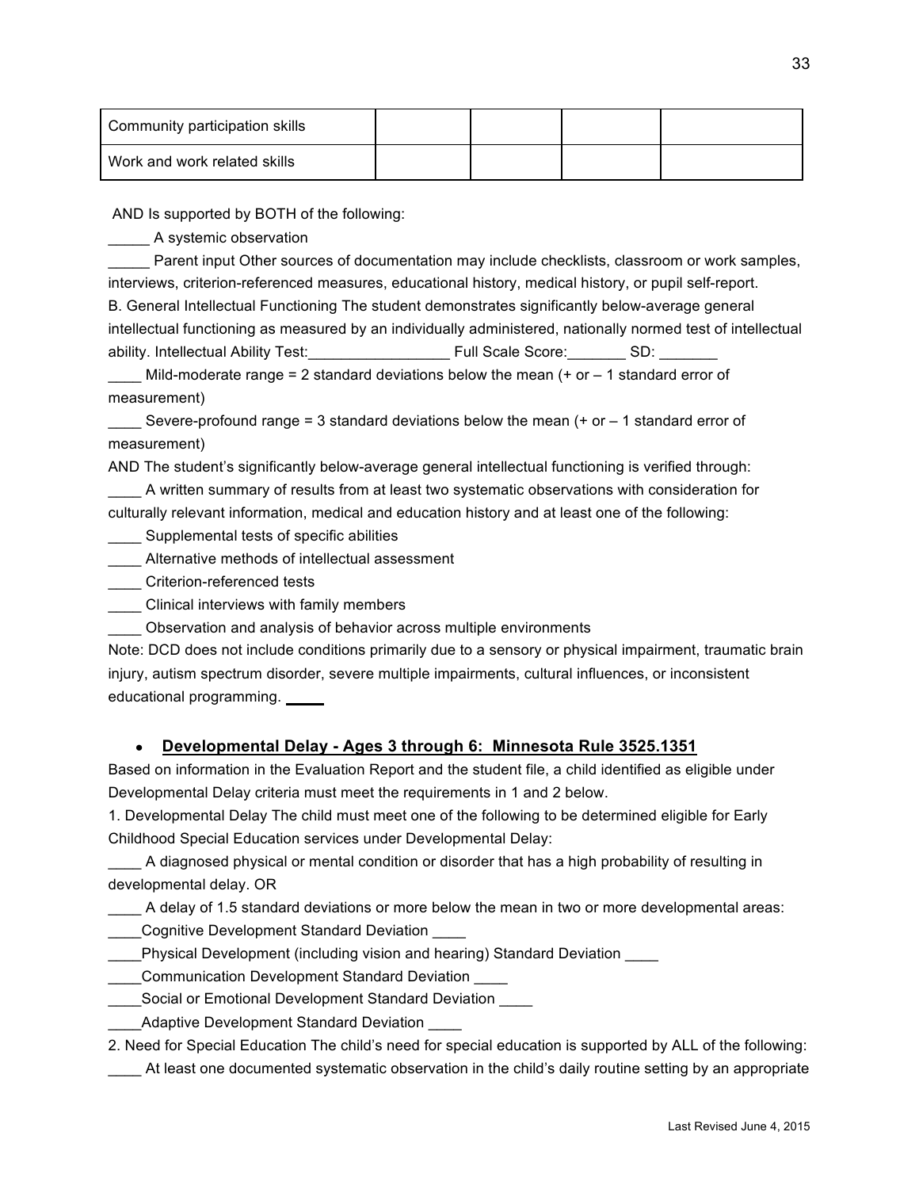| Community participation skills | | | | |
|---|---|---|---|---|
| Work and work related skills | | | | |

AND Is supported by BOTH of the following:

_____ A systemic observation

_____ Parent input Other sources of documentation may include checklists, classroom or work samples, interviews, criterion-referenced measures, educational history, medical history, or pupil self-report.

B. General Intellectual Functioning The student demonstrates significantly below-average general intellectual functioning as measured by an individually administered, nationally normed test of intellectual ability. Intellectual Ability Test:_________________ Full Scale Score:_______ SD: _______

____ Mild-moderate range = 2 standard deviations below the mean (+ or – 1 standard error of measurement)

____ Severe-profound range = 3 standard deviations below the mean (+ or – 1 standard error of measurement)

AND The student's significantly below-average general intellectual functioning is verified through:

____ A written summary of results from at least two systematic observations with consideration for culturally relevant information, medical and education history and at least one of the following:

____ Supplemental tests of specific abilities

____ Alternative methods of intellectual assessment

____ Criterion-referenced tests

____ Clinical interviews with family members

____ Observation and analysis of behavior across multiple environments

Note: DCD does not include conditions primarily due to a sensory or physical impairment, traumatic brain injury, autism spectrum disorder, severe multiple impairments, cultural influences, or inconsistent educational programming. _____

- **Developmental Delay - Ages 3 through 6: Minnesota Rule 3525.1351**

Based on information in the Evaluation Report and the student file, a child identified as eligible under Developmental Delay criteria must meet the requirements in 1 and 2 below.

1. Developmental Delay The child must meet one of the following to be determined eligible for Early Childhood Special Education services under Developmental Delay:

____ A diagnosed physical or mental condition or disorder that has a high probability of resulting in developmental delay. OR

____ A delay of 1.5 standard deviations or more below the mean in two or more developmental areas:

____Cognitive Development Standard Deviation ____

____Physical Development (including vision and hearing) Standard Deviation ____

____Communication Development Standard Deviation ____

____Social or Emotional Development Standard Deviation ____

____Adaptive Development Standard Deviation ____

2. Need for Special Education The child's need for special education is supported by ALL of the following:

____ At least one documented systematic observation in the child's daily routine setting by an appropriate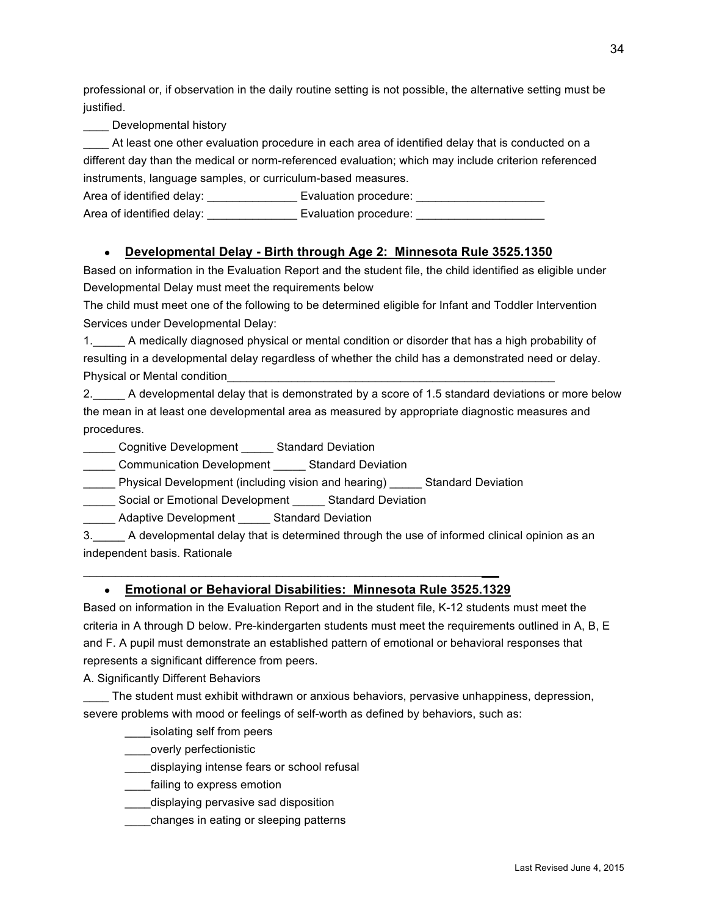professional or, if observation in the daily routine setting is not possible, the alternative setting must be justified.

____ Developmental history

____ At least one other evaluation procedure in each area of identified delay that is conducted on a different day than the medical or norm-referenced evaluation; which may include criterion referenced instruments, language samples, or curriculum-based measures.

Area of identified delay: ______________ Evaluation procedure: ____________________

Area of identified delay: ______________ Evaluation procedure: ____________________

- **Developmental Delay - Birth through Age 2: Minnesota Rule 3525.1350**

Based on information in the Evaluation Report and the student file, the child identified as eligible under Developmental Delay must meet the requirements below

The child must meet one of the following to be determined eligible for Infant and Toddler Intervention Services under Developmental Delay:

1._____ A medically diagnosed physical or mental condition or disorder that has a high probability of resulting in a developmental delay regardless of whether the child has a demonstrated need or delay. Physical or Mental condition_____________________________________________________

2._____ A developmental delay that is demonstrated by a score of 1.5 standard deviations or more below the mean in at least one developmental area as measured by appropriate diagnostic measures and procedures.

_____ Cognitive Development _____ Standard Deviation

_____ Communication Development _____ Standard Deviation

_____ Physical Development (including vision and hearing) _____ Standard Deviation

_____ Social or Emotional Development _____ Standard Deviation

_____ Adaptive Development _____ Standard Deviation

3._____ A developmental delay that is determined through the use of informed clinical opinion as an independent basis. Rationale

_________________________________________________________________

- **Emotional or Behavioral Disabilities: Minnesota Rule 3525.1329**

Based on information in the Evaluation Report and in the student file, K-12 students must meet the criteria in A through D below. Pre-kindergarten students must meet the requirements outlined in A, B, E and F. A pupil must demonstrate an established pattern of emotional or behavioral responses that represents a significant difference from peers.

A. Significantly Different Behaviors

____ The student must exhibit withdrawn or anxious behaviors, pervasive unhappiness, depression, severe problems with mood or feelings of self-worth as defined by behaviors, such as:

- ____isolating self from peers
- ____overly perfectionistic
- ____displaying intense fears or school refusal
- ____failing to express emotion
- ____displaying pervasive sad disposition
- ____changes in eating or sleeping patterns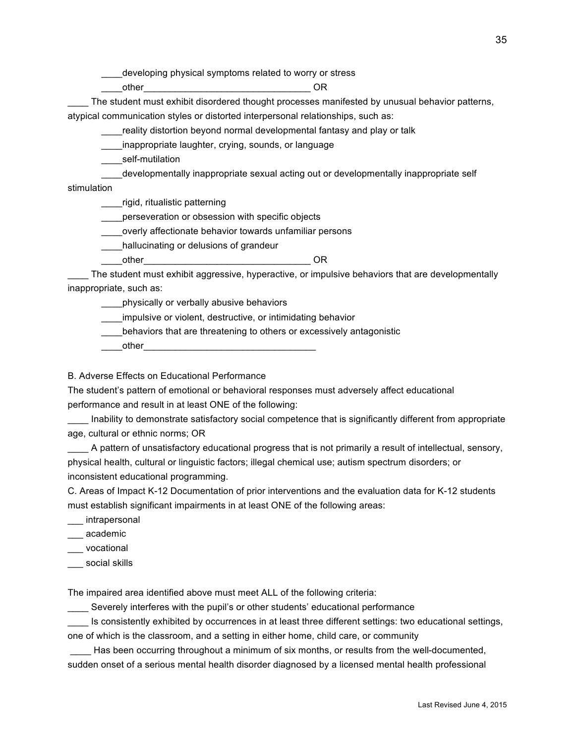____developing physical symptoms related to worry or stress

____other________________________________ OR

____ The student must exhibit disordered thought processes manifested by unusual behavior patterns, atypical communication styles or distorted interpersonal relationships, such as:

____reality distortion beyond normal developmental fantasy and play or talk

____inappropriate laughter, crying, sounds, or language

____self-mutilation

____developmentally inappropriate sexual acting out or developmentally inappropriate self stimulation

____rigid, ritualistic patterning

____perseveration or obsession with specific objects

____overly affectionate behavior towards unfamiliar persons

____hallucinating or delusions of grandeur

____other________________________________ OR

____ The student must exhibit aggressive, hyperactive, or impulsive behaviors that are developmentally inappropriate, such as:

____physically or verbally abusive behaviors

____impulsive or violent, destructive, or intimidating behavior

____behaviors that are threatening to others or excessively antagonistic

____other_________________________________

B. Adverse Effects on Educational Performance

The student's pattern of emotional or behavioral responses must adversely affect educational performance and result in at least ONE of the following:

____ Inability to demonstrate satisfactory social competence that is significantly different from appropriate age, cultural or ethnic norms; OR

____ A pattern of unsatisfactory educational progress that is not primarily a result of intellectual, sensory, physical health, cultural or linguistic factors; illegal chemical use; autism spectrum disorders; or inconsistent educational programming.

C. Areas of Impact K-12 Documentation of prior interventions and the evaluation data for K-12 students must establish significant impairments in at least ONE of the following areas:

___ intrapersonal

___ academic

___ vocational

___ social skills

The impaired area identified above must meet ALL of the following criteria:

____ Severely interferes with the pupil's or other students' educational performance

____ Is consistently exhibited by occurrences in at least three different settings: two educational settings, one of which is the classroom, and a setting in either home, child care, or community

____ Has been occurring throughout a minimum of six months, or results from the well-documented, sudden onset of a serious mental health disorder diagnosed by a licensed mental health professional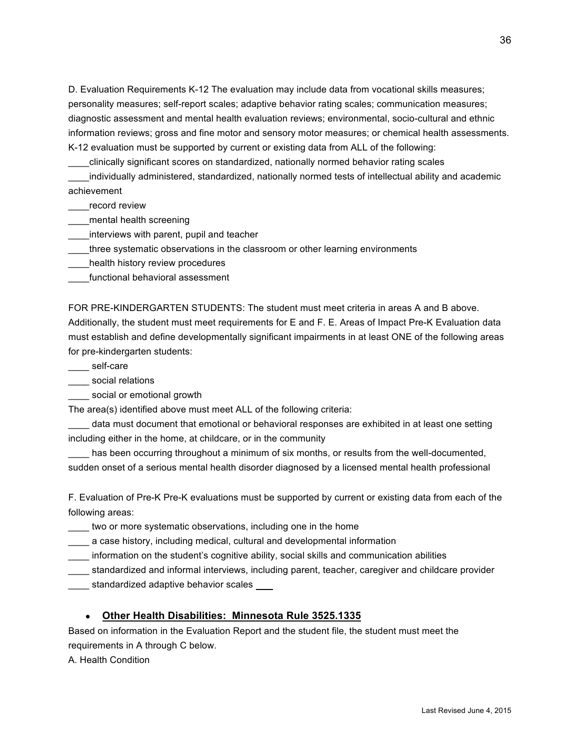D. Evaluation Requirements K-12 The evaluation may include data from vocational skills measures; personality measures; self-report scales; adaptive behavior rating scales; communication measures; diagnostic assessment and mental health evaluation reviews; environmental, socio-cultural and ethnic information reviews; gross and fine motor and sensory motor measures; or chemical health assessments. K-12 evaluation must be supported by current or existing data from ALL of the following:

____clinically significant scores on standardized, nationally normed behavior rating scales

____individually administered, standardized, nationally normed tests of intellectual ability and academic achievement

____record review

____mental health screening

____interviews with parent, pupil and teacher

____three systematic observations in the classroom or other learning environments

____health history review procedures

____functional behavioral assessment

FOR PRE-KINDERGARTEN STUDENTS: The student must meet criteria in areas A and B above. Additionally, the student must meet requirements for E and F. E. Areas of Impact Pre-K Evaluation data must establish and define developmentally significant impairments in at least ONE of the following areas for pre-kindergarten students:

____ self-care

____ social relations

____ social or emotional growth

The area(s) identified above must meet ALL of the following criteria:

____ data must document that emotional or behavioral responses are exhibited in at least one setting including either in the home, at childcare, or in the community

____ has been occurring throughout a minimum of six months, or results from the well-documented, sudden onset of a serious mental health disorder diagnosed by a licensed mental health professional

F. Evaluation of Pre-K Pre-K evaluations must be supported by current or existing data from each of the following areas:

____ two or more systematic observations, including one in the home

____ a case history, including medical, cultural and developmental information

____ information on the student's cognitive ability, social skills and communication abilities

____ standardized and informal interviews, including parent, teacher, caregiver and childcare provider

____ standardized adaptive behavior scales ___

- **Other Health Disabilities: Minnesota Rule 3525.1335**

Based on information in the Evaluation Report and the student file, the student must meet the requirements in A through C below.

A. Health Condition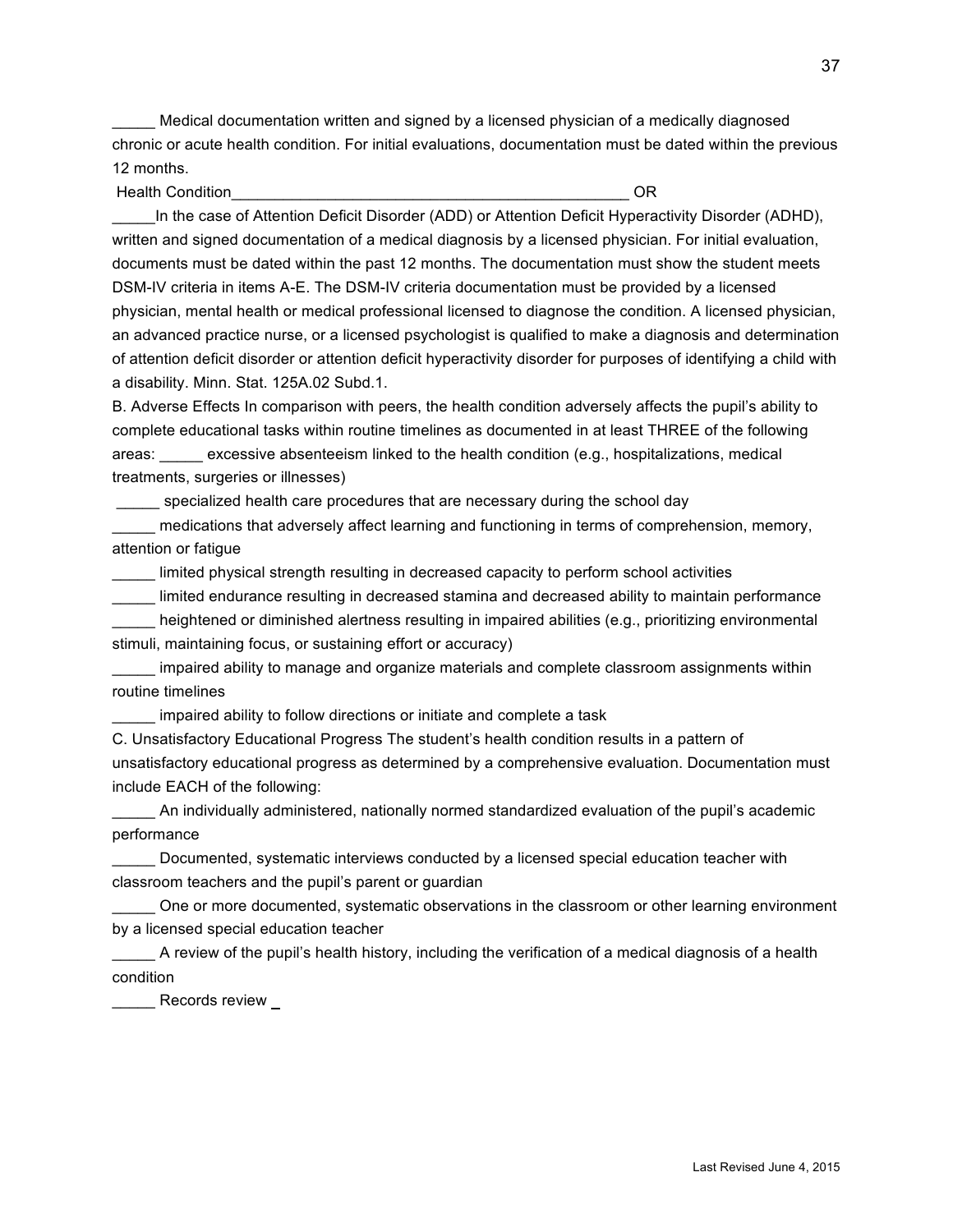_____ Medical documentation written and signed by a licensed physician of a medically diagnosed chronic or acute health condition. For initial evaluations, documentation must be dated within the previous 12 months.

Health Condition_______________________________________________ OR

_____In the case of Attention Deficit Disorder (ADD) or Attention Deficit Hyperactivity Disorder (ADHD), written and signed documentation of a medical diagnosis by a licensed physician. For initial evaluation, documents must be dated within the past 12 months. The documentation must show the student meets DSM-IV criteria in items A-E. The DSM-IV criteria documentation must be provided by a licensed physician, mental health or medical professional licensed to diagnose the condition. A licensed physician, an advanced practice nurse, or a licensed psychologist is qualified to make a diagnosis and determination of attention deficit disorder or attention deficit hyperactivity disorder for purposes of identifying a child with a disability. Minn. Stat. 125A.02 Subd.1.

B. Adverse Effects In comparison with peers, the health condition adversely affects the pupil's ability to complete educational tasks within routine timelines as documented in at least THREE of the following areas: _____ excessive absenteeism linked to the health condition (e.g., hospitalizations, medical treatments, surgeries or illnesses)

_____ specialized health care procedures that are necessary during the school day

_____ medications that adversely affect learning and functioning in terms of comprehension, memory, attention or fatigue

_____ limited physical strength resulting in decreased capacity to perform school activities

_____ limited endurance resulting in decreased stamina and decreased ability to maintain performance

_____ heightened or diminished alertness resulting in impaired abilities (e.g., prioritizing environmental stimuli, maintaining focus, or sustaining effort or accuracy)

_____ impaired ability to manage and organize materials and complete classroom assignments within routine timelines

_____ impaired ability to follow directions or initiate and complete a task

C. Unsatisfactory Educational Progress The student's health condition results in a pattern of unsatisfactory educational progress as determined by a comprehensive evaluation. Documentation must include EACH of the following:

_____ An individually administered, nationally normed standardized evaluation of the pupil's academic performance

_____ Documented, systematic interviews conducted by a licensed special education teacher with classroom teachers and the pupil's parent or guardian

_____ One or more documented, systematic observations in the classroom or other learning environment by a licensed special education teacher

_____ A review of the pupil's health history, including the verification of a medical diagnosis of a health condition

_____ Records review _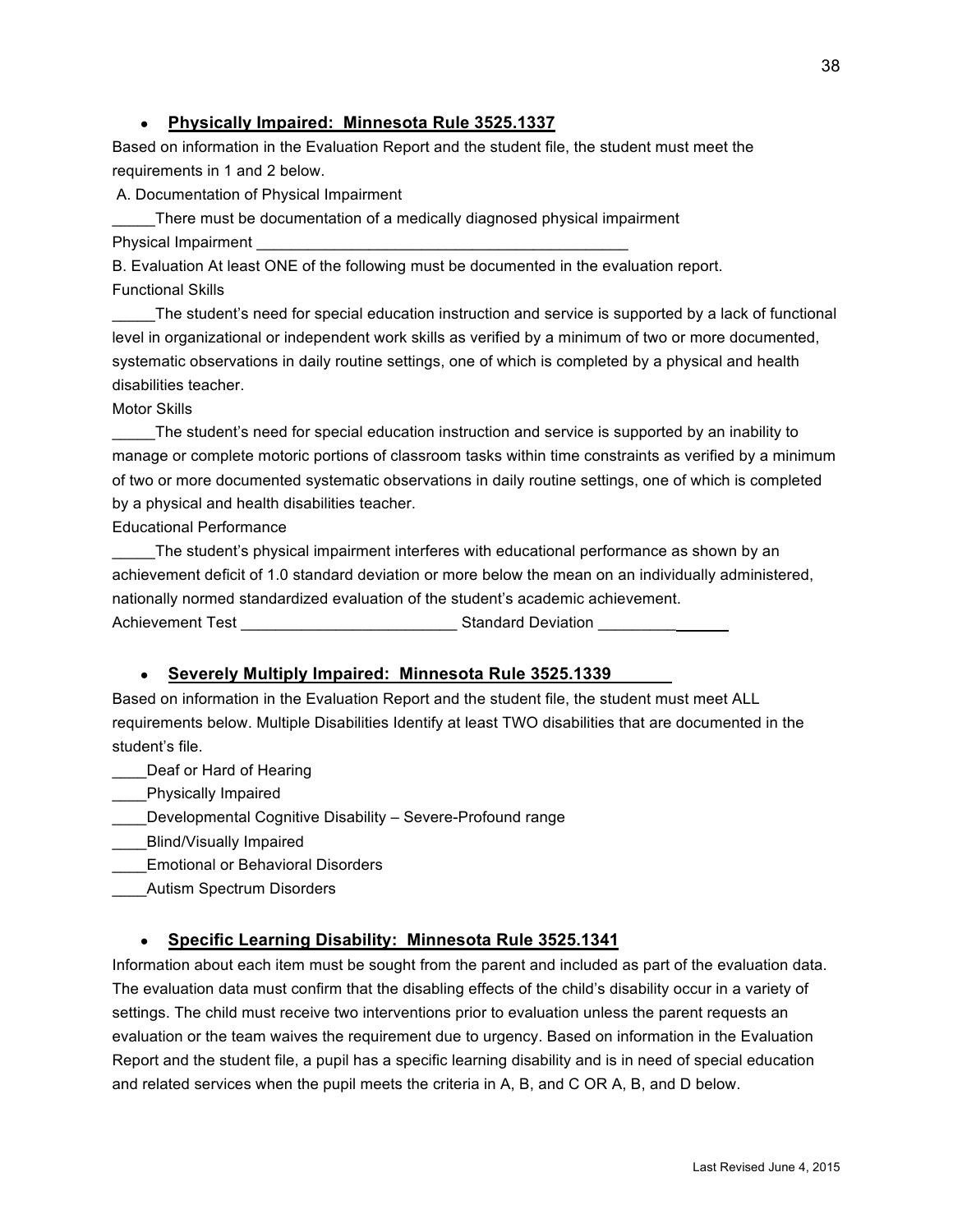- **Physically Impaired: Minnesota Rule 3525.1337**

Based on information in the Evaluation Report and the student file, the student must meet the requirements in 1 and 2 below.

A. Documentation of Physical Impairment

_____There must be documentation of a medically diagnosed physical impairment

Physical Impairment _____________________________________________

B. Evaluation At least ONE of the following must be documented in the evaluation report.

Functional Skills

_____The student's need for special education instruction and service is supported by a lack of functional level in organizational or independent work skills as verified by a minimum of two or more documented, systematic observations in daily routine settings, one of which is completed by a physical and health disabilities teacher.

Motor Skills

_____The student's need for special education instruction and service is supported by an inability to manage or complete motoric portions of classroom tasks within time constraints as verified by a minimum of two or more documented systematic observations in daily routine settings, one of which is completed by a physical and health disabilities teacher.

Educational Performance

_____The student's physical impairment interferes with educational performance as shown by an achievement deficit of 1.0 standard deviation or more below the mean on an individually administered, nationally normed standardized evaluation of the student's academic achievement.

Achievement Test _________________________ Standard Deviation _______________

- **Severely Multiply Impaired: Minnesota Rule 3525.1339**

Based on information in the Evaluation Report and the student file, the student must meet ALL requirements below. Multiple Disabilities Identify at least TWO disabilities that are documented in the student's file.

____Deaf or Hard of Hearing

____Physically Impaired

____Developmental Cognitive Disability – Severe-Profound range

____Blind/Visually Impaired

____Emotional or Behavioral Disorders

____Autism Spectrum Disorders

- **Specific Learning Disability: Minnesota Rule 3525.1341**

Information about each item must be sought from the parent and included as part of the evaluation data. The evaluation data must confirm that the disabling effects of the child's disability occur in a variety of settings. The child must receive two interventions prior to evaluation unless the parent requests an evaluation or the team waives the requirement due to urgency. Based on information in the Evaluation Report and the student file, a pupil has a specific learning disability and is in need of special education and related services when the pupil meets the criteria in A, B, and C OR A, B, and D below.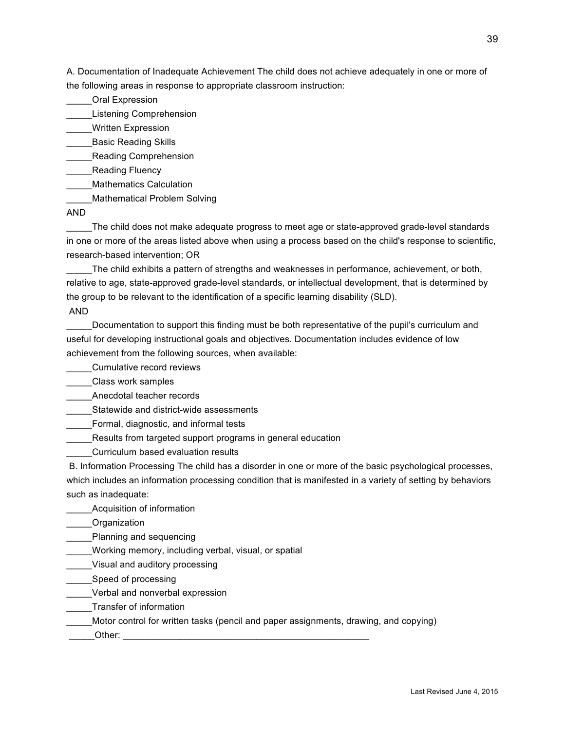A. Documentation of Inadequate Achievement The child does not achieve adequately in one or more of the following areas in response to appropriate classroom instruction:

_____Oral Expression  
_____Listening Comprehension  
_____Written Expression  
_____Basic Reading Skills  
_____Reading Comprehension  
_____Reading Fluency  
_____Mathematics Calculation  
_____Mathematical Problem Solving

AND

_____The child does not make adequate progress to meet age or state-approved grade-level standards in one or more of the areas listed above when using a process based on the child's response to scientific, research-based intervention; OR

_____The child exhibits a pattern of strengths and weaknesses in performance, achievement, or both, relative to age, state-approved grade-level standards, or intellectual development, that is determined by the group to be relevant to the identification of a specific learning disability (SLD).

AND

_____Documentation to support this finding must be both representative of the pupil's curriculum and useful for developing instructional goals and objectives. Documentation includes evidence of low achievement from the following sources, when available:

_____Cumulative record reviews  
_____Class work samples  
_____Anecdotal teacher records  
_____Statewide and district-wide assessments  
_____Formal, diagnostic, and informal tests  
_____Results from targeted support programs in general education  
_____Curriculum based evaluation results

B. Information Processing The child has a disorder in one or more of the basic psychological processes, which includes an information processing condition that is manifested in a variety of setting by behaviors such as inadequate:

_____Acquisition of information  
_____Organization  
_____Planning and sequencing  
_____Working memory, including verbal, visual, or spatial  
_____Visual and auditory processing  
_____Speed of processing  
_____Verbal and nonverbal expression  
_____Transfer of information  
_____Motor control for written tasks (pencil and paper assignments, drawing, and copying)  
_____Other: ______________________________________________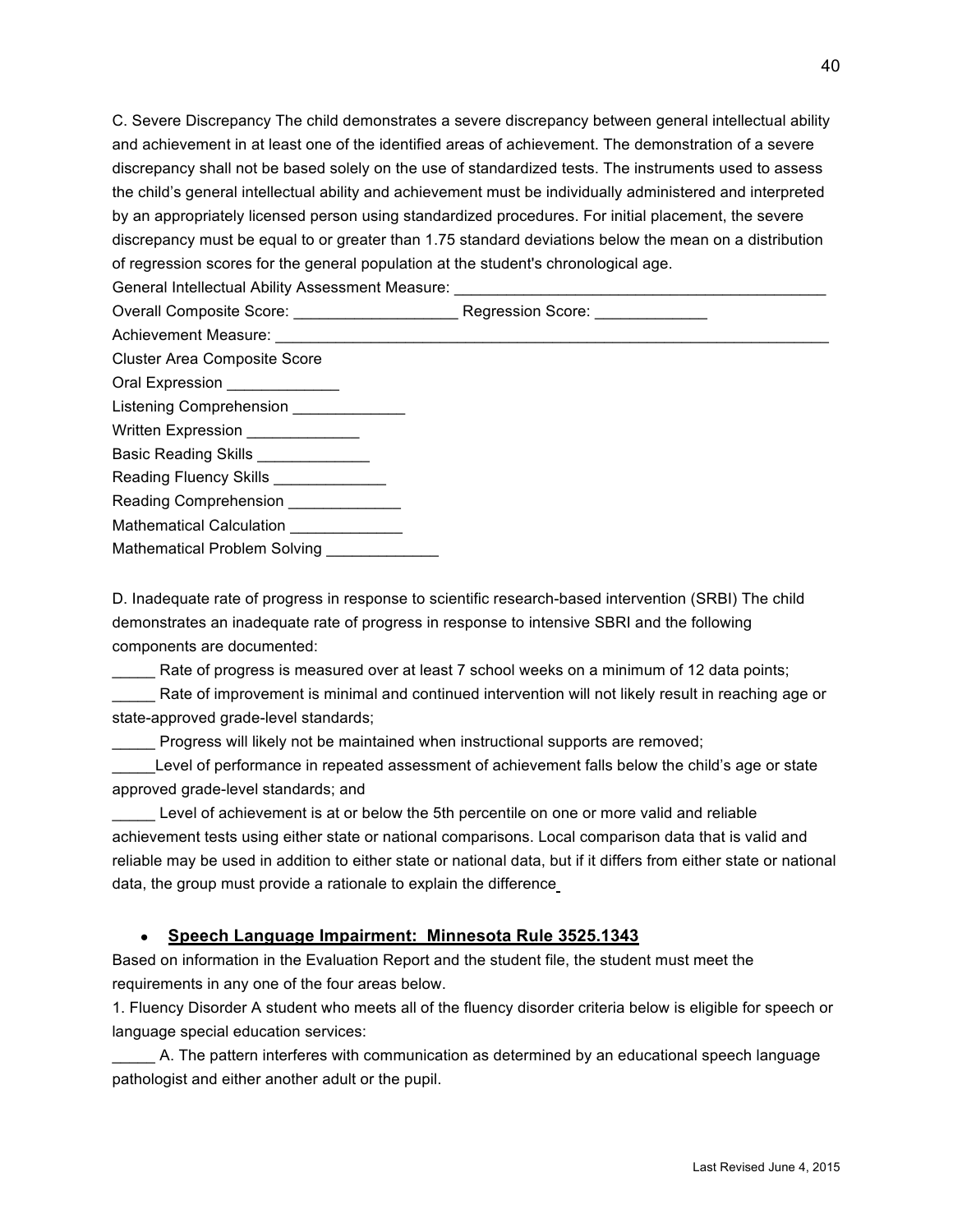C. Severe Discrepancy The child demonstrates a severe discrepancy between general intellectual ability and achievement in at least one of the identified areas of achievement. The demonstration of a severe discrepancy shall not be based solely on the use of standardized tests. The instruments used to assess the child's general intellectual ability and achievement must be individually administered and interpreted by an appropriately licensed person using standardized procedures. For initial placement, the severe discrepancy must be equal to or greater than 1.75 standard deviations below the mean on a distribution of regression scores for the general population at the student's chronological age.

General Intellectual Ability Assessment Measure: ___________________________________________

Overall Composite Score: ___________________ Regression Score: _____________

Achievement Measure: _________________________________________________________________

Cluster Area Composite Score

Oral Expression _____________

Listening Comprehension _____________

Written Expression _____________

Basic Reading Skills _____________

Reading Fluency Skills _____________

Reading Comprehension _____________

Mathematical Calculation _____________

Mathematical Problem Solving _____________

D. Inadequate rate of progress in response to scientific research-based intervention (SRBI) The child demonstrates an inadequate rate of progress in response to intensive SBRI and the following components are documented:

_____ Rate of progress is measured over at least 7 school weeks on a minimum of 12 data points;

_____ Rate of improvement is minimal and continued intervention will not likely result in reaching age or state-approved grade-level standards;

_____ Progress will likely not be maintained when instructional supports are removed;

_____Level of performance in repeated assessment of achievement falls below the child's age or state approved grade-level standards; and

_____ Level of achievement is at or below the 5th percentile on one or more valid and reliable achievement tests using either state or national comparisons. Local comparison data that is valid and reliable may be used in addition to either state or national data, but if it differs from either state or national data, the group must provide a rationale to explain the difference

- **<u>Speech Language Impairment: Minnesota Rule 3525.1343</u>**

Based on information in the Evaluation Report and the student file, the student must meet the requirements in any one of the four areas below.

1. Fluency Disorder A student who meets all of the fluency disorder criteria below is eligible for speech or language special education services:

_____ A. The pattern interferes with communication as determined by an educational speech language pathologist and either another adult or the pupil.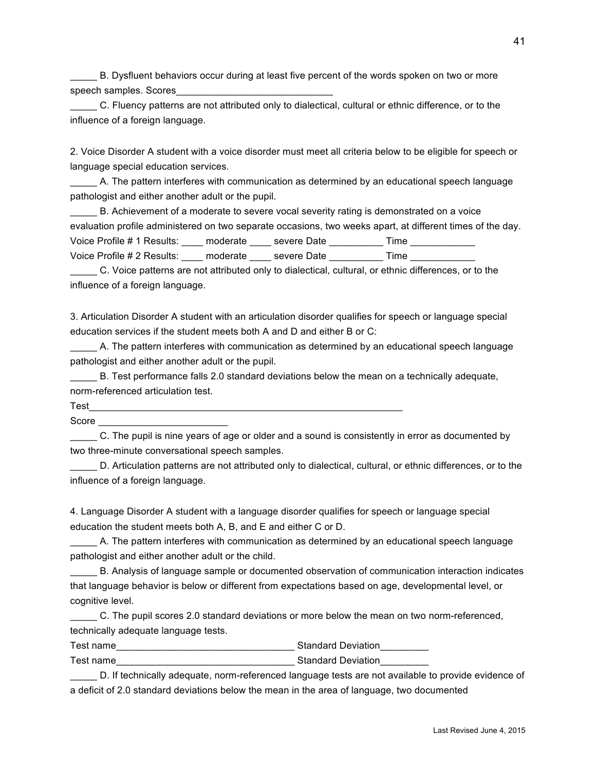_____ B. Dysfluent behaviors occur during at least five percent of the words spoken on two or more speech samples. Scores_____________________________

_____ C. Fluency patterns are not attributed only to dialectical, cultural or ethnic difference, or to the influence of a foreign language.

2. Voice Disorder A student with a voice disorder must meet all criteria below to be eligible for speech or language special education services.

_____ A. The pattern interferes with communication as determined by an educational speech language pathologist and either another adult or the pupil.

_____ B. Achievement of a moderate to severe vocal severity rating is demonstrated on a voice evaluation profile administered on two separate occasions, two weeks apart, at different times of the day.

Voice Profile # 1 Results: ____ moderate ____ severe Date __________ Time ____________

Voice Profile # 2 Results: ____ moderate ____ severe Date __________ Time ____________

_____ C. Voice patterns are not attributed only to dialectical, cultural, or ethnic differences, or to the influence of a foreign language.

3. Articulation Disorder A student with an articulation disorder qualifies for speech or language special education services if the student meets both A and D and either B or C:

_____ A. The pattern interferes with communication as determined by an educational speech language pathologist and either another adult or the pupil.

_____ B. Test performance falls 2.0 standard deviations below the mean on a technically adequate, norm-referenced articulation test.

Test_____________________________________________________________

Score ________________________

_____ C. The pupil is nine years of age or older and a sound is consistently in error as documented by two three-minute conversational speech samples.

_____ D. Articulation patterns are not attributed only to dialectical, cultural, or ethnic differences, or to the influence of a foreign language.

4. Language Disorder A student with a language disorder qualifies for speech or language special education the student meets both A, B, and E and either C or D.

_____ A. The pattern interferes with communication as determined by an educational speech language pathologist and either another adult or the child.

_____ B. Analysis of language sample or documented observation of communication interaction indicates that language behavior is below or different from expectations based on age, developmental level, or cognitive level.

_____ C. The pupil scores 2.0 standard deviations or more below the mean on two norm-referenced, technically adequate language tests.

Test name_________________________________ Standard Deviation_________

Test name_________________________________ Standard Deviation_________

_____ D. If technically adequate, norm-referenced language tests are not available to provide evidence of a deficit of 2.0 standard deviations below the mean in the area of language, two documented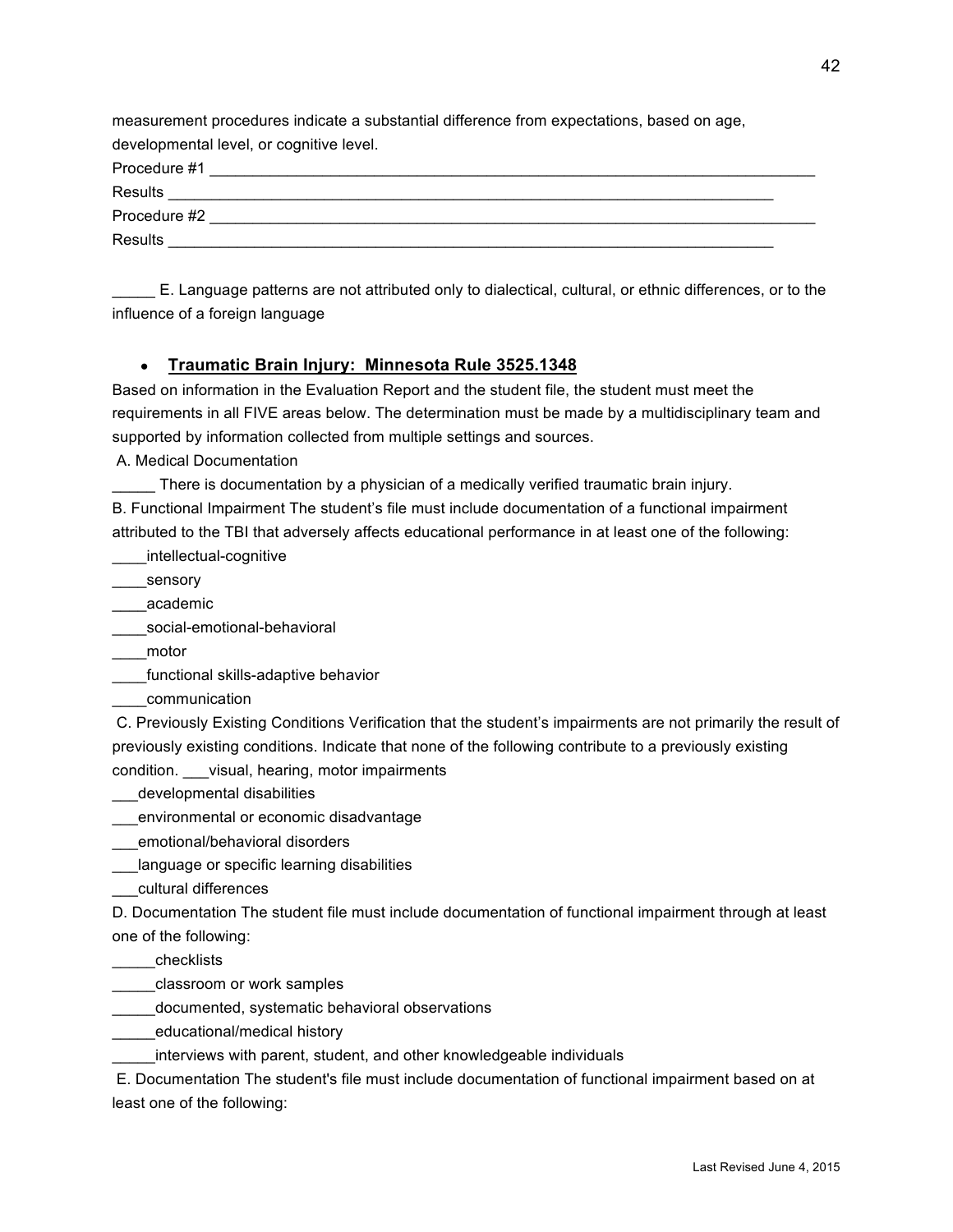measurement procedures indicate a substantial difference from expectations, based on age, developmental level, or cognitive level.

Procedure #1 ___________________________________________________________________________

Results ___________________________________________________________________________

Procedure #2 ___________________________________________________________________________

Results ___________________________________________________________________________

_____ E. Language patterns are not attributed only to dialectical, cultural, or ethnic differences, or to the influence of a foreign language

- **<u>Traumatic Brain Injury: Minnesota Rule 3525.1348</u>**

Based on information in the Evaluation Report and the student file, the student must meet the requirements in all FIVE areas below. The determination must be made by a multidisciplinary team and supported by information collected from multiple settings and sources.

A. Medical Documentation

_____ There is documentation by a physician of a medically verified traumatic brain injury.

B. Functional Impairment The student's file must include documentation of a functional impairment attributed to the TBI that adversely affects educational performance in at least one of the following:

____intellectual-cognitive

____sensory

____academic

____social-emotional-behavioral

____motor

____functional skills-adaptive behavior

____communication

C. Previously Existing Conditions Verification that the student's impairments are not primarily the result of previously existing conditions. Indicate that none of the following contribute to a previously existing condition. ___visual, hearing, motor impairments

___developmental disabilities

___environmental or economic disadvantage

___emotional/behavioral disorders

___language or specific learning disabilities

___cultural differences

D. Documentation The student file must include documentation of functional impairment through at least one of the following:

_____checklists

_____classroom or work samples

_____documented, systematic behavioral observations

_____educational/medical history

_____interviews with parent, student, and other knowledgeable individuals

E. Documentation The student's file must include documentation of functional impairment based on at least one of the following: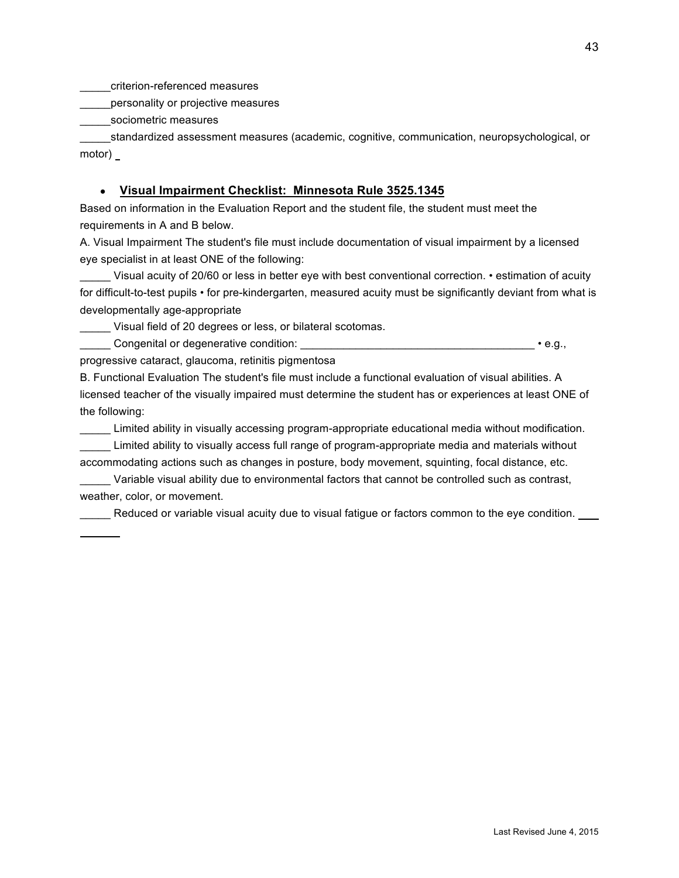_____criterion-referenced measures

_____personality or projective measures

_____sociometric measures

_____standardized assessment measures (academic, cognitive, communication, neuropsychological, or motor) _

- **Visual Impairment Checklist: Minnesota Rule 3525.1345**

Based on information in the Evaluation Report and the student file, the student must meet the requirements in A and B below.

A. Visual Impairment The student's file must include documentation of visual impairment by a licensed eye specialist in at least ONE of the following:

_____ Visual acuity of 20/60 or less in better eye with best conventional correction. • estimation of acuity for difficult-to-test pupils • for pre-kindergarten, measured acuity must be significantly deviant from what is developmentally age-appropriate

_____ Visual field of 20 degrees or less, or bilateral scotomas.

_____ Congenital or degenerative condition: ______________________________________ • e.g., progressive cataract, glaucoma, retinitis pigmentosa

B. Functional Evaluation The student's file must include a functional evaluation of visual abilities. A licensed teacher of the visually impaired must determine the student has or experiences at least ONE of the following:

_____ Limited ability in visually accessing program-appropriate educational media without modification.

_____ Limited ability to visually access full range of program-appropriate media and materials without accommodating actions such as changes in posture, body movement, squinting, focal distance, etc.

_____ Variable visual ability due to environmental factors that cannot be controlled such as contrast, weather, color, or movement.

_____ Reduced or variable visual acuity due to visual fatigue or factors common to the eye condition. _______